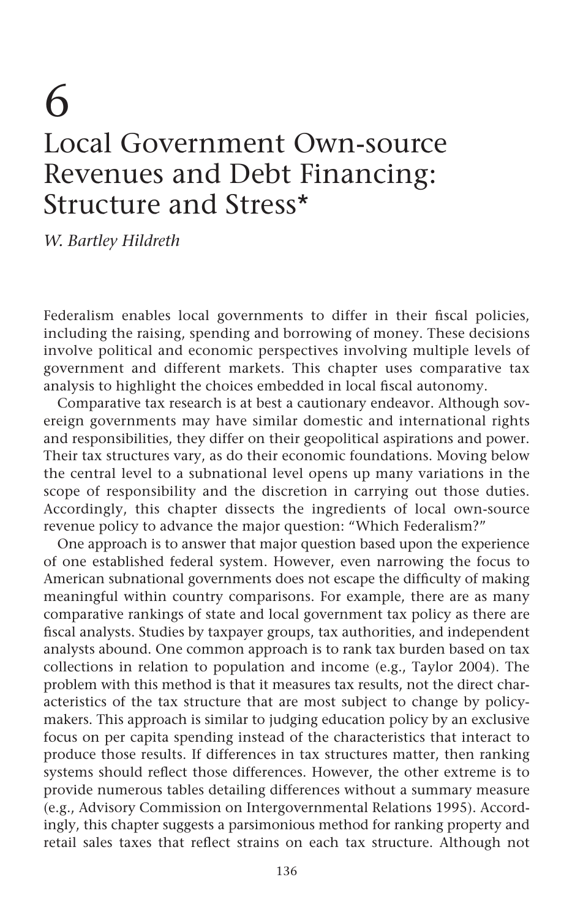# 6
# Local Government Own-source Revenues and Debt Financing: Structure and Stress*

*W. Bartley Hildreth*

Federalism enables local governments to differ in their fiscal policies, including the raising, spending and borrowing of money. These decisions involve political and economic perspectives involving multiple levels of government and different markets. This chapter uses comparative tax analysis to highlight the choices embedded in local fiscal autonomy.

Comparative tax research is at best a cautionary endeavor. Although sovereign governments may have similar domestic and international rights and responsibilities, they differ on their geopolitical aspirations and power. Their tax structures vary, as do their economic foundations. Moving below the central level to a subnational level opens up many variations in the scope of responsibility and the discretion in carrying out those duties. Accordingly, this chapter dissects the ingredients of local own-source revenue policy to advance the major question: "Which Federalism?"

One approach is to answer that major question based upon the experience of one established federal system. However, even narrowing the focus to American subnational governments does not escape the difficulty of making meaningful within country comparisons. For example, there are as many comparative rankings of state and local government tax policy as there are fiscal analysts. Studies by taxpayer groups, tax authorities, and independent analysts abound. One common approach is to rank tax burden based on tax collections in relation to population and income (e.g., Taylor 2004). The problem with this method is that it measures tax results, not the direct characteristics of the tax structure that are most subject to change by policymakers. This approach is similar to judging education policy by an exclusive focus on per capita spending instead of the characteristics that interact to produce those results. If differences in tax structures matter, then ranking systems should reflect those differences. However, the other extreme is to provide numerous tables detailing differences without a summary measure (e.g., Advisory Commission on Intergovernmental Relations 1995). Accordingly, this chapter suggests a parsimonious method for ranking property and retail sales taxes that reflect strains on each tax structure. Although not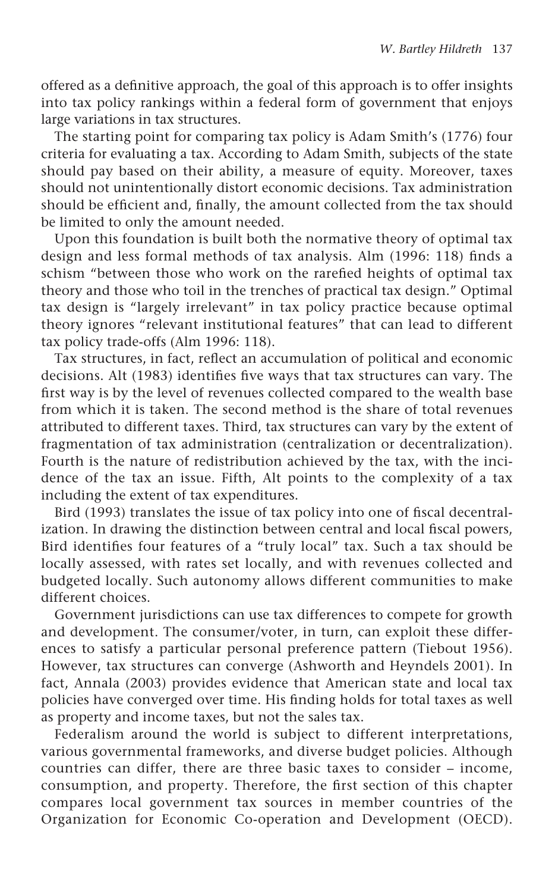offered as a definitive approach, the goal of this approach is to offer insights into tax policy rankings within a federal form of government that enjoys large variations in tax structures.

The starting point for comparing tax policy is Adam Smith's (1776) four criteria for evaluating a tax. According to Adam Smith, subjects of the state should pay based on their ability, a measure of equity. Moreover, taxes should not unintentionally distort economic decisions. Tax administration should be efficient and, finally, the amount collected from the tax should be limited to only the amount needed.

Upon this foundation is built both the normative theory of optimal tax design and less formal methods of tax analysis. Alm (1996: 118) finds a schism "between those who work on the rarefied heights of optimal tax theory and those who toil in the trenches of practical tax design." Optimal tax design is "largely irrelevant" in tax policy practice because optimal theory ignores "relevant institutional features" that can lead to different tax policy trade-offs (Alm 1996: 118).

Tax structures, in fact, reflect an accumulation of political and economic decisions. Alt (1983) identifies five ways that tax structures can vary. The first way is by the level of revenues collected compared to the wealth base from which it is taken. The second method is the share of total revenues attributed to different taxes. Third, tax structures can vary by the extent of fragmentation of tax administration (centralization or decentralization). Fourth is the nature of redistribution achieved by the tax, with the incidence of the tax an issue. Fifth, Alt points to the complexity of a tax including the extent of tax expenditures.

Bird (1993) translates the issue of tax policy into one of fiscal decentralization. In drawing the distinction between central and local fiscal powers, Bird identifies four features of a "truly local" tax. Such a tax should be locally assessed, with rates set locally, and with revenues collected and budgeted locally. Such autonomy allows different communities to make different choices.

Government jurisdictions can use tax differences to compete for growth and development. The consumer/voter, in turn, can exploit these differences to satisfy a particular personal preference pattern (Tiebout 1956). However, tax structures can converge (Ashworth and Heyndels 2001). In fact, Annala (2003) provides evidence that American state and local tax policies have converged over time. His finding holds for total taxes as well as property and income taxes, but not the sales tax.

Federalism around the world is subject to different interpretations, various governmental frameworks, and diverse budget policies. Although countries can differ, there are three basic taxes to consider – income, consumption, and property. Therefore, the first section of this chapter compares local government tax sources in member countries of the Organization for Economic Co-operation and Development (OECD).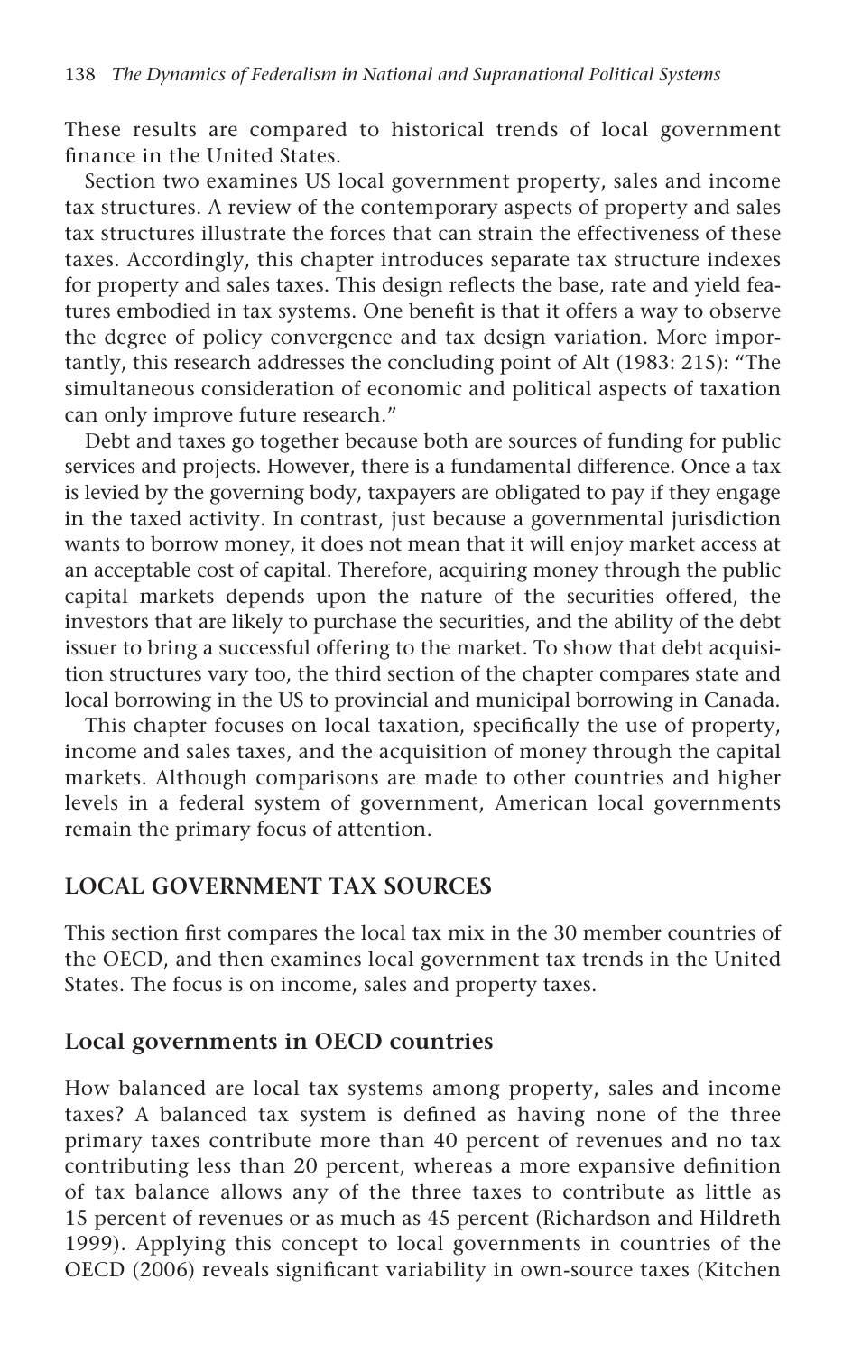These results are compared to historical trends of local government finance in the United States.

Section two examines US local government property, sales and income tax structures. A review of the contemporary aspects of property and sales tax structures illustrate the forces that can strain the effectiveness of these taxes. Accordingly, this chapter introduces separate tax structure indexes for property and sales taxes. This design reflects the base, rate and yield features embodied in tax systems. One benefit is that it offers a way to observe the degree of policy convergence and tax design variation. More importantly, this research addresses the concluding point of Alt (1983: 215): "The simultaneous consideration of economic and political aspects of taxation can only improve future research."

Debt and taxes go together because both are sources of funding for public services and projects. However, there is a fundamental difference. Once a tax is levied by the governing body, taxpayers are obligated to pay if they engage in the taxed activity. In contrast, just because a governmental jurisdiction wants to borrow money, it does not mean that it will enjoy market access at an acceptable cost of capital. Therefore, acquiring money through the public capital markets depends upon the nature of the securities offered, the investors that are likely to purchase the securities, and the ability of the debt issuer to bring a successful offering to the market. To show that debt acquisition structures vary too, the third section of the chapter compares state and local borrowing in the US to provincial and municipal borrowing in Canada.

This chapter focuses on local taxation, specifically the use of property, income and sales taxes, and the acquisition of money through the capital markets. Although comparisons are made to other countries and higher levels in a federal system of government, American local governments remain the primary focus of attention.

## LOCAL GOVERNMENT TAX SOURCES

This section first compares the local tax mix in the 30 member countries of the OECD, and then examines local government tax trends in the United States. The focus is on income, sales and property taxes.

### Local governments in OECD countries

How balanced are local tax systems among property, sales and income taxes? A balanced tax system is defined as having none of the three primary taxes contribute more than 40 percent of revenues and no tax contributing less than 20 percent, whereas a more expansive definition of tax balance allows any of the three taxes to contribute as little as 15 percent of revenues or as much as 45 percent (Richardson and Hildreth 1999). Applying this concept to local governments in countries of the OECD (2006) reveals significant variability in own-source taxes (Kitchen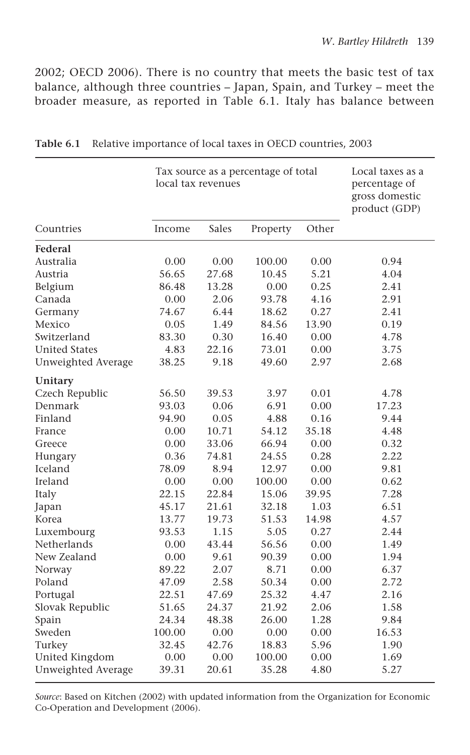2002; OECD 2006). There is no country that meets the basic test of tax balance, although three countries – Japan, Spain, and Turkey – meet the broader measure, as reported in Table 6.1. Italy has balance between

**Table 6.1** Relative importance of local taxes in OECD countries, 2003

| Countries | Tax source as a percentage of total local tax revenues | | | | Local taxes as a percentage of gross domestic product (GDP) |
|---|---|---|---|---|---|
| | Income | Sales | Property | Other | |
| **Federal** | | | | | |
| Australia | 0.00 | 0.00 | 100.00 | 0.00 | 0.94 |
| Austria | 56.65 | 27.68 | 10.45 | 5.21 | 4.04 |
| Belgium | 86.48 | 13.28 | 0.00 | 0.25 | 2.41 |
| Canada | 0.00 | 2.06 | 93.78 | 4.16 | 2.91 |
| Germany | 74.67 | 6.44 | 18.62 | 0.27 | 2.41 |
| Mexico | 0.05 | 1.49 | 84.56 | 13.90 | 0.19 |
| Switzerland | 83.30 | 0.30 | 16.40 | 0.00 | 4.78 |
| United States | 4.83 | 22.16 | 73.01 | 0.00 | 3.75 |
| Unweighted Average | 38.25 | 9.18 | 49.60 | 2.97 | 2.68 |
| **Unitary** | | | | | |
| Czech Republic | 56.50 | 39.53 | 3.97 | 0.01 | 4.78 |
| Denmark | 93.03 | 0.06 | 6.91 | 0.00 | 17.23 |
| Finland | 94.90 | 0.05 | 4.88 | 0.16 | 9.44 |
| France | 0.00 | 10.71 | 54.12 | 35.18 | 4.48 |
| Greece | 0.00 | 33.06 | 66.94 | 0.00 | 0.32 |
| Hungary | 0.36 | 74.81 | 24.55 | 0.28 | 2.22 |
| Iceland | 78.09 | 8.94 | 12.97 | 0.00 | 9.81 |
| Ireland | 0.00 | 0.00 | 100.00 | 0.00 | 0.62 |
| Italy | 22.15 | 22.84 | 15.06 | 39.95 | 7.28 |
| Japan | 45.17 | 21.61 | 32.18 | 1.03 | 6.51 |
| Korea | 13.77 | 19.73 | 51.53 | 14.98 | 4.57 |
| Luxembourg | 93.53 | 1.15 | 5.05 | 0.27 | 2.44 |
| Netherlands | 0.00 | 43.44 | 56.56 | 0.00 | 1.49 |
| New Zealand | 0.00 | 9.61 | 90.39 | 0.00 | 1.94 |
| Norway | 89.22 | 2.07 | 8.71 | 0.00 | 6.37 |
| Poland | 47.09 | 2.58 | 50.34 | 0.00 | 2.72 |
| Portugal | 22.51 | 47.69 | 25.32 | 4.47 | 2.16 |
| Slovak Republic | 51.65 | 24.37 | 21.92 | 2.06 | 1.58 |
| Spain | 24.34 | 48.38 | 26.00 | 1.28 | 9.84 |
| Sweden | 100.00 | 0.00 | 0.00 | 0.00 | 16.53 |
| Turkey | 32.45 | 42.76 | 18.83 | 5.96 | 1.90 |
| United Kingdom | 0.00 | 0.00 | 100.00 | 0.00 | 1.69 |
| Unweighted Average | 39.31 | 20.61 | 35.28 | 4.80 | 5.27 |

*Source*: Based on Kitchen (2002) with updated information from the Organization for Economic Co-Operation and Development (2006).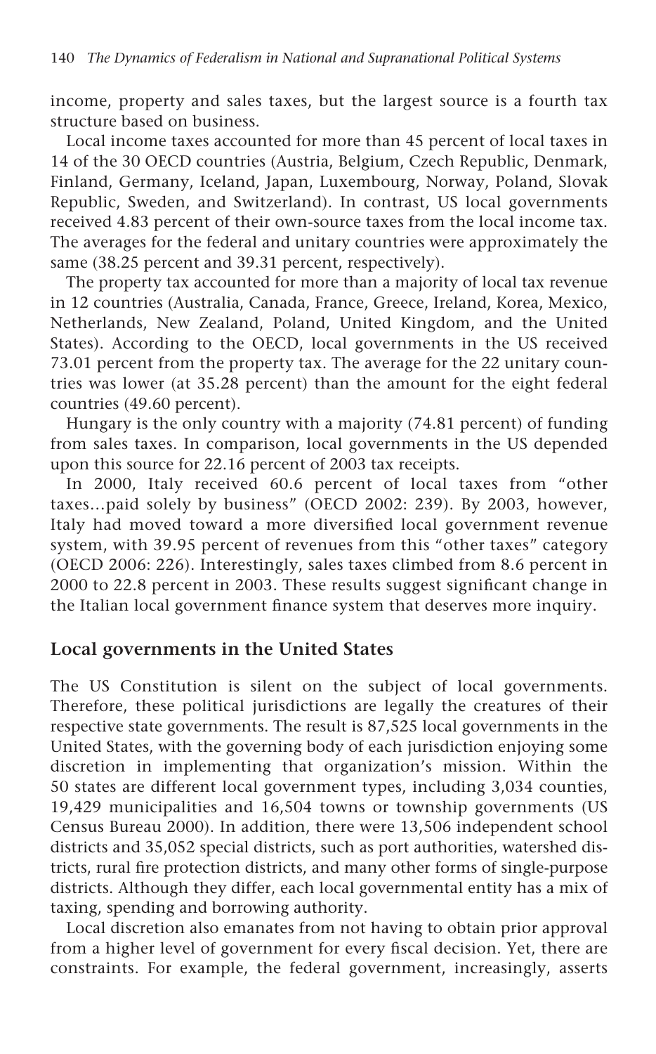income, property and sales taxes, but the largest source is a fourth tax structure based on business.

Local income taxes accounted for more than 45 percent of local taxes in 14 of the 30 OECD countries (Austria, Belgium, Czech Republic, Denmark, Finland, Germany, Iceland, Japan, Luxembourg, Norway, Poland, Slovak Republic, Sweden, and Switzerland). In contrast, US local governments received 4.83 percent of their own-source taxes from the local income tax. The averages for the federal and unitary countries were approximately the same (38.25 percent and 39.31 percent, respectively).

The property tax accounted for more than a majority of local tax revenue in 12 countries (Australia, Canada, France, Greece, Ireland, Korea, Mexico, Netherlands, New Zealand, Poland, United Kingdom, and the United States). According to the OECD, local governments in the US received 73.01 percent from the property tax. The average for the 22 unitary countries was lower (at 35.28 percent) than the amount for the eight federal countries (49.60 percent).

Hungary is the only country with a majority (74.81 percent) of funding from sales taxes. In comparison, local governments in the US depended upon this source for 22.16 percent of 2003 tax receipts.

In 2000, Italy received 60.6 percent of local taxes from "other taxes…paid solely by business" (OECD 2002: 239). By 2003, however, Italy had moved toward a more diversified local government revenue system, with 39.95 percent of revenues from this "other taxes" category (OECD 2006: 226). Interestingly, sales taxes climbed from 8.6 percent in 2000 to 22.8 percent in 2003. These results suggest significant change in the Italian local government finance system that deserves more inquiry.

## Local governments in the United States

The US Constitution is silent on the subject of local governments. Therefore, these political jurisdictions are legally the creatures of their respective state governments. The result is 87,525 local governments in the United States, with the governing body of each jurisdiction enjoying some discretion in implementing that organization's mission. Within the 50 states are different local government types, including 3,034 counties, 19,429 municipalities and 16,504 towns or township governments (US Census Bureau 2000). In addition, there were 13,506 independent school districts and 35,052 special districts, such as port authorities, watershed districts, rural fire protection districts, and many other forms of single-purpose districts. Although they differ, each local governmental entity has a mix of taxing, spending and borrowing authority.

Local discretion also emanates from not having to obtain prior approval from a higher level of government for every fiscal decision. Yet, there are constraints. For example, the federal government, increasingly, asserts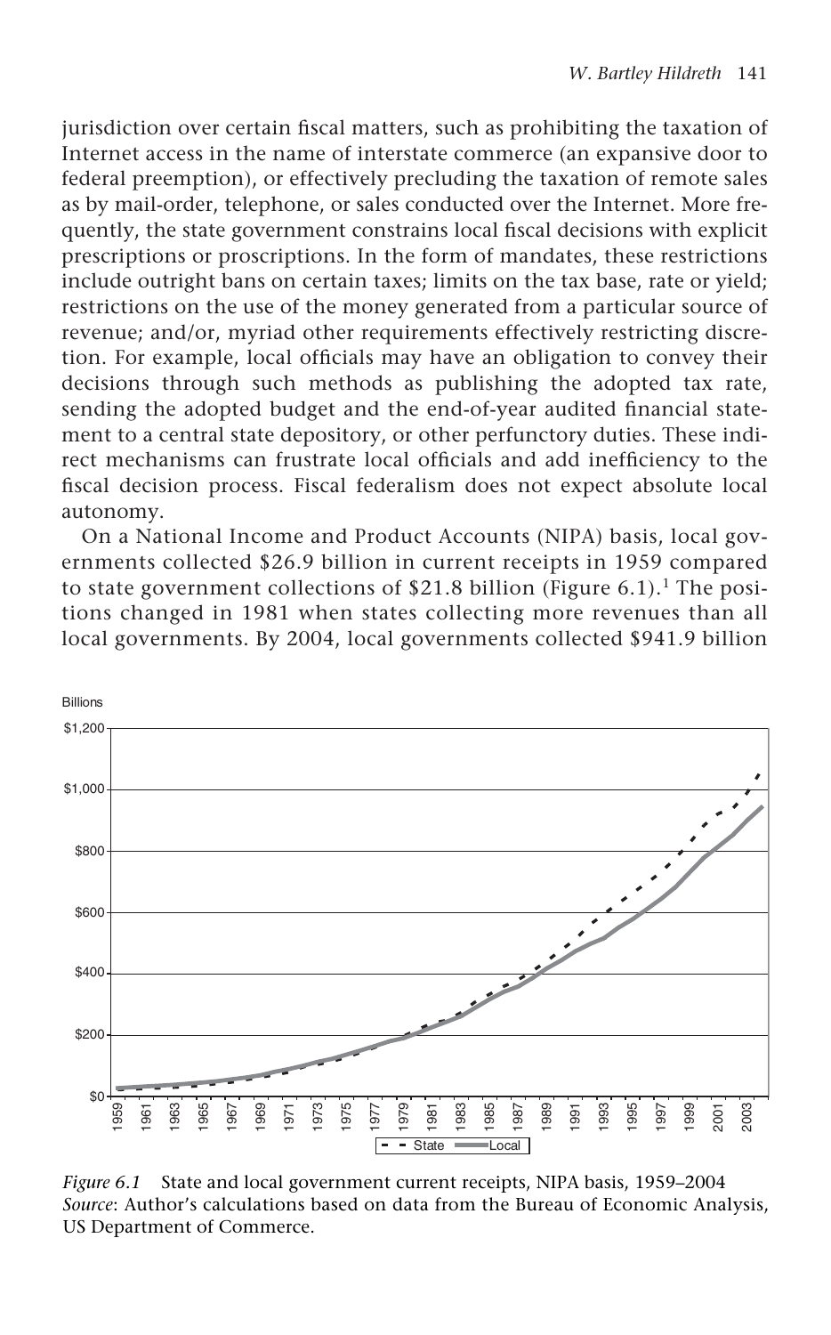jurisdiction over certain fiscal matters, such as prohibiting the taxation of Internet access in the name of interstate commerce (an expansive door to federal preemption), or effectively precluding the taxation of remote sales as by mail-order, telephone, or sales conducted over the Internet. More frequently, the state government constrains local fiscal decisions with explicit prescriptions or proscriptions. In the form of mandates, these restrictions include outright bans on certain taxes; limits on the tax base, rate or yield; restrictions on the use of the money generated from a particular source of revenue; and/or, myriad other requirements effectively restricting discretion. For example, local officials may have an obligation to convey their decisions through such methods as publishing the adopted tax rate, sending the adopted budget and the end-of-year audited financial statement to a central state depository, or other perfunctory duties. These indirect mechanisms can frustrate local officials and add inefficiency to the fiscal decision process. Fiscal federalism does not expect absolute local autonomy.

On a National Income and Product Accounts (NIPA) basis, local governments collected $26.9 billion in current receipts in 1959 compared to state government collections of $21.8 billion (Figure 6.1).[1] The positions changed in 1981 when states collecting more revenues than all local governments. By 2004, local governments collected $941.9 billion

*Figure 6.1* State and local government current receipts, NIPA basis, 1959–2004
*Source*: Author's calculations based on data from the Bureau of Economic Analysis, US Department of Commerce.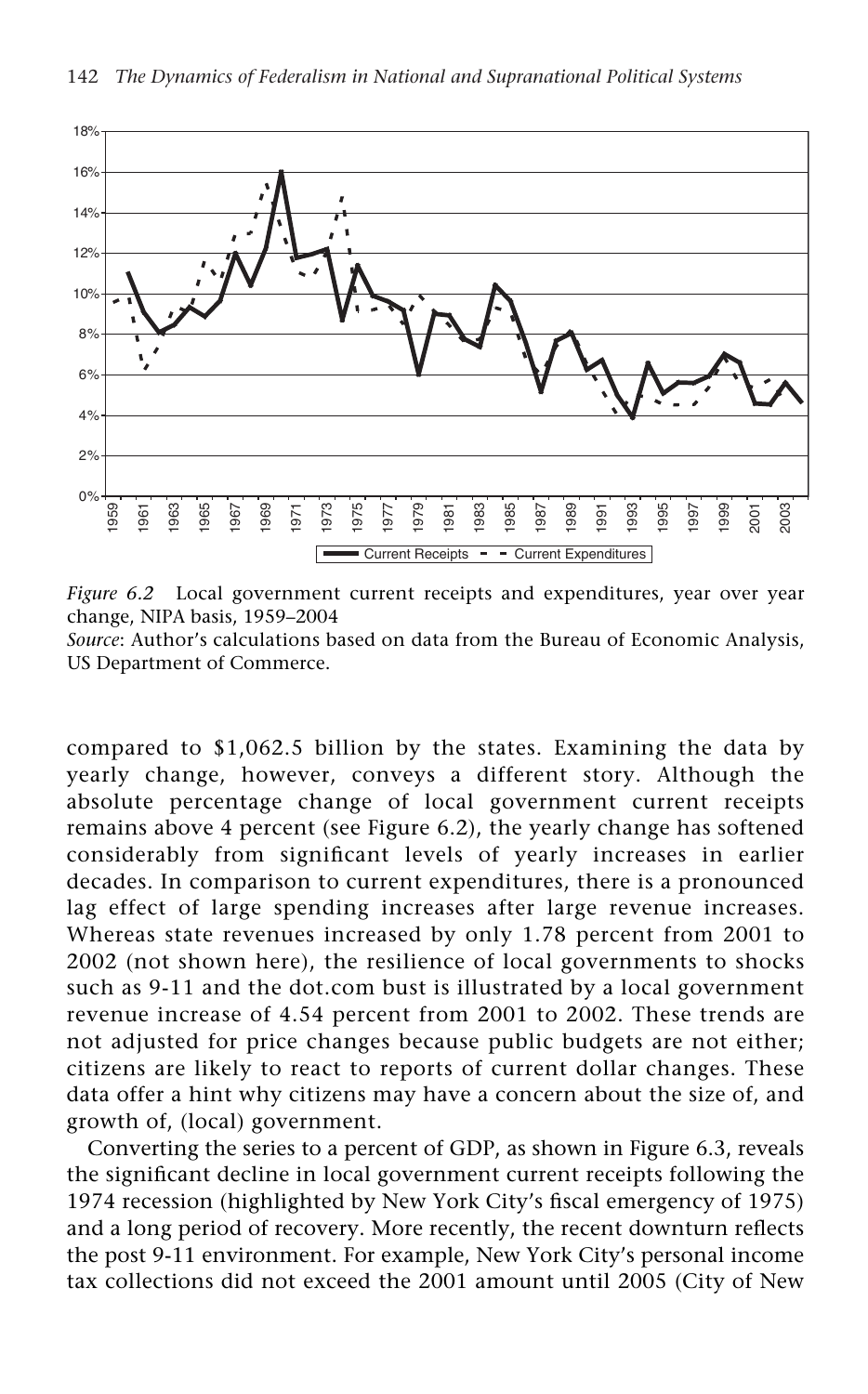*Figure 6.2* Local government current receipts and expenditures, year over year change, NIPA basis, 1959–2004

*Source*: Author's calculations based on data from the Bureau of Economic Analysis, US Department of Commerce.

compared to $1,062.5 billion by the states. Examining the data by yearly change, however, conveys a different story. Although the absolute percentage change of local government current receipts remains above 4 percent (see Figure 6.2), the yearly change has softened considerably from significant levels of yearly increases in earlier decades. In comparison to current expenditures, there is a pronounced lag effect of large spending increases after large revenue increases. Whereas state revenues increased by only 1.78 percent from 2001 to 2002 (not shown here), the resilience of local governments to shocks such as 9-11 and the dot.com bust is illustrated by a local government revenue increase of 4.54 percent from 2001 to 2002. These trends are not adjusted for price changes because public budgets are not either; citizens are likely to react to reports of current dollar changes. These data offer a hint why citizens may have a concern about the size of, and growth of, (local) government.

Converting the series to a percent of GDP, as shown in Figure 6.3, reveals the significant decline in local government current receipts following the 1974 recession (highlighted by New York City's fiscal emergency of 1975) and a long period of recovery. More recently, the recent downturn reflects the post 9-11 environment. For example, New York City's personal income tax collections did not exceed the 2001 amount until 2005 (City of New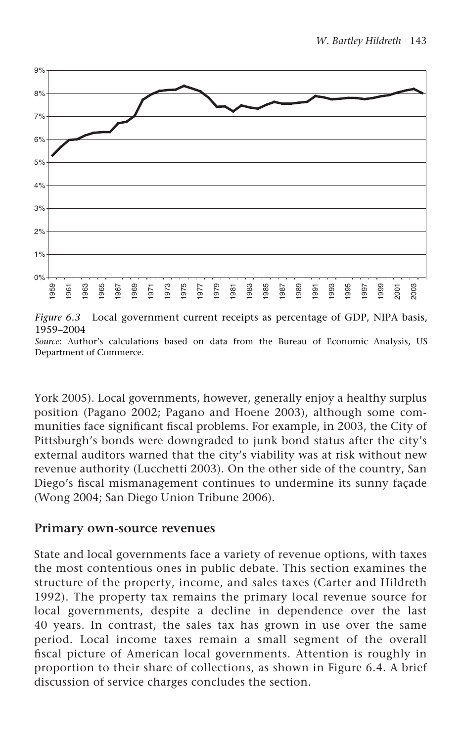*Figure 6.3* Local government current receipts as percentage of GDP, NIPA basis, 1959–2004

*Source*: Author's calculations based on data from the Bureau of Economic Analysis, US Department of Commerce.

York 2005). Local governments, however, generally enjoy a healthy surplus position (Pagano 2002; Pagano and Hoene 2003), although some communities face significant fiscal problems. For example, in 2003, the City of Pittsburgh's bonds were downgraded to junk bond status after the city's external auditors warned that the city's viability was at risk without new revenue authority (Lucchetti 2003). On the other side of the country, San Diego's fiscal mismanagement continues to undermine its sunny façade (Wong 2004; San Diego Union Tribune 2006).

## Primary own-source revenues

State and local governments face a variety of revenue options, with taxes the most contentious ones in public debate. This section examines the structure of the property, income, and sales taxes (Carter and Hildreth 1992). The property tax remains the primary local revenue source for local governments, despite a decline in dependence over the last 40 years. In contrast, the sales tax has grown in use over the same period. Local income taxes remain a small segment of the overall fiscal picture of American local governments. Attention is roughly in proportion to their share of collections, as shown in Figure 6.4. A brief discussion of service charges concludes the section.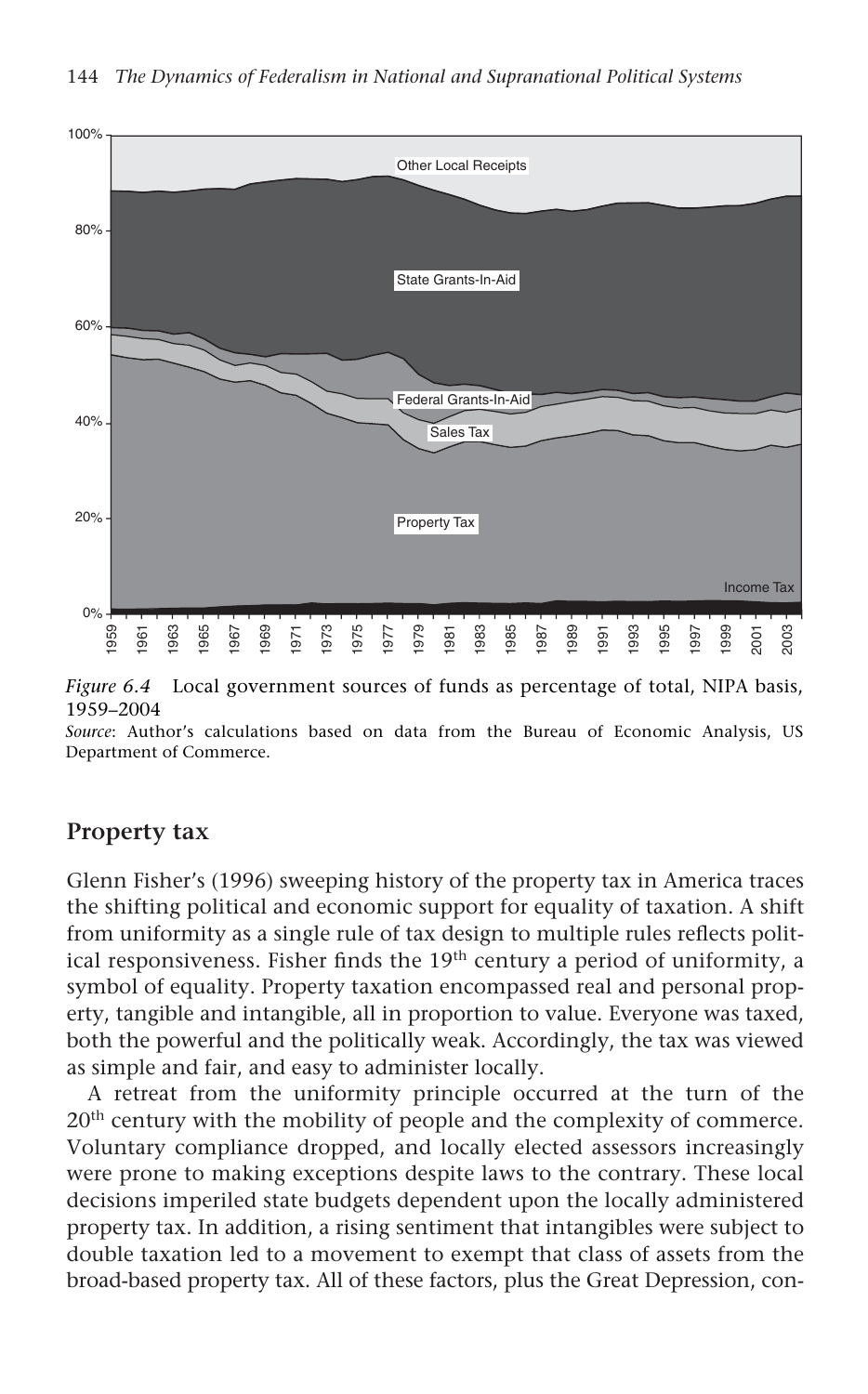*Figure 6.4* Local government sources of funds as percentage of total, NIPA basis, 1959–2004

*Source*: Author's calculations based on data from the Bureau of Economic Analysis, US Department of Commerce.

## Property tax

Glenn Fisher's (1996) sweeping history of the property tax in America traces the shifting political and economic support for equality of taxation. A shift from uniformity as a single rule of tax design to multiple rules reflects political responsiveness. Fisher finds the 19th century a period of uniformity, a symbol of equality. Property taxation encompassed real and personal property, tangible and intangible, all in proportion to value. Everyone was taxed, both the powerful and the politically weak. Accordingly, the tax was viewed as simple and fair, and easy to administer locally.

A retreat from the uniformity principle occurred at the turn of the 20th century with the mobility of people and the complexity of commerce. Voluntary compliance dropped, and locally elected assessors increasingly were prone to making exceptions despite laws to the contrary. These local decisions imperiled state budgets dependent upon the locally administered property tax. In addition, a rising sentiment that intangibles were subject to double taxation led to a movement to exempt that class of assets from the broad-based property tax. All of these factors, plus the Great Depression, con-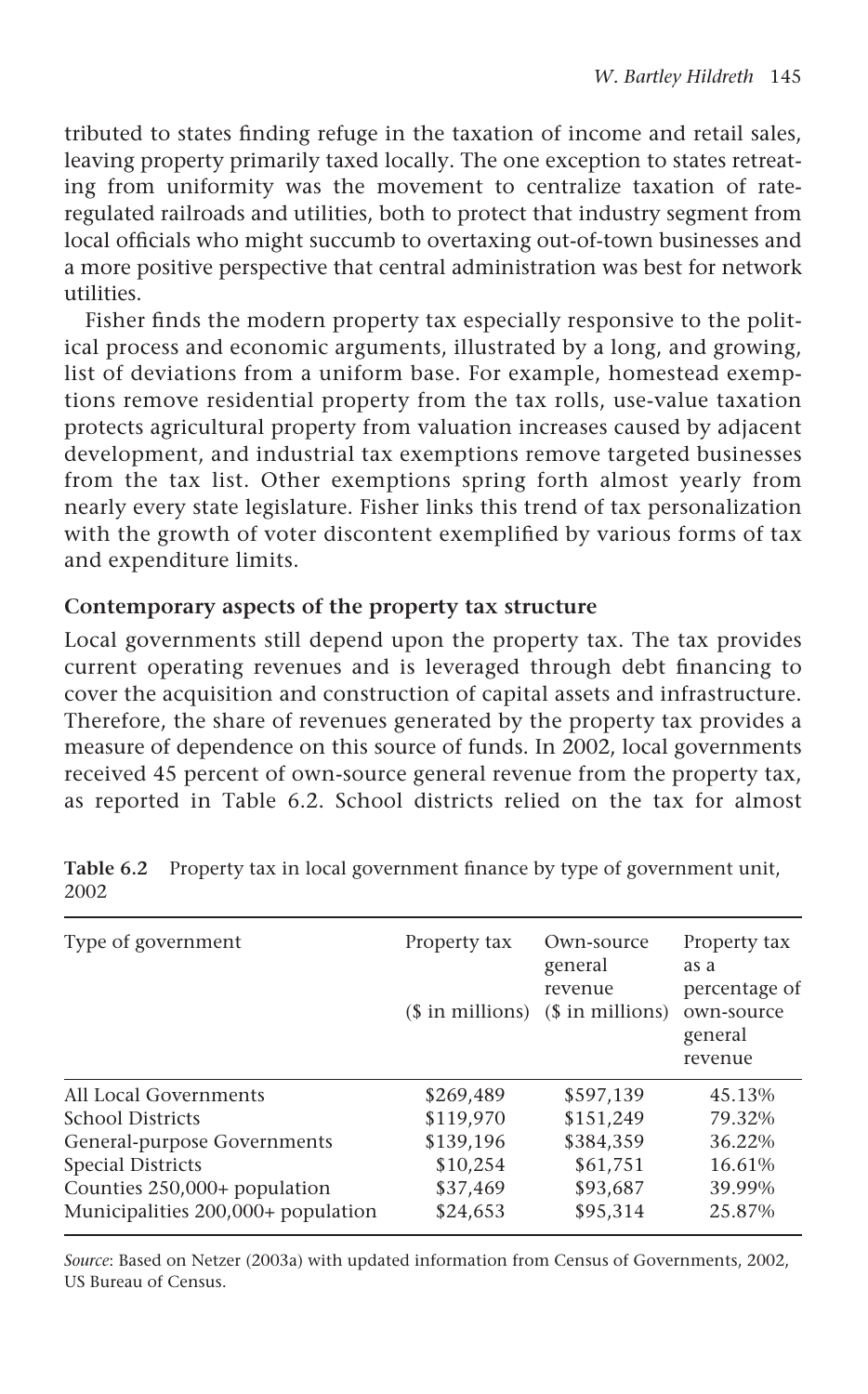tributed to states finding refuge in the taxation of income and retail sales, leaving property primarily taxed locally. The one exception to states retreating from uniformity was the movement to centralize taxation of rate-regulated railroads and utilities, both to protect that industry segment from local officials who might succumb to overtaxing out-of-town businesses and a more positive perspective that central administration was best for network utilities.

Fisher finds the modern property tax especially responsive to the political process and economic arguments, illustrated by a long, and growing, list of deviations from a uniform base. For example, homestead exemptions remove residential property from the tax rolls, use-value taxation protects agricultural property from valuation increases caused by adjacent development, and industrial tax exemptions remove targeted businesses from the tax list. Other exemptions spring forth almost yearly from nearly every state legislature. Fisher links this trend of tax personalization with the growth of voter discontent exemplified by various forms of tax and expenditure limits.

### Contemporary aspects of the property tax structure

Local governments still depend upon the property tax. The tax provides current operating revenues and is leveraged through debt financing to cover the acquisition and construction of capital assets and infrastructure. Therefore, the share of revenues generated by the property tax provides a measure of dependence on this source of funds. In 2002, local governments received 45 percent of own-source general revenue from the property tax, as reported in Table 6.2. School districts relied on the tax for almost

**Table 6.2** Property tax in local government finance by type of government unit, 2002

| Type of government | Property tax ($ in millions) | Own-source general revenue ($ in millions) | Property tax as a percentage of own-source general revenue |
|---|---|---|---|
| All Local Governments | $269,489 | $597,139 | 45.13% |
| School Districts | $119,970 | $151,249 | 79.32% |
| General-purpose Governments | $139,196 | $384,359 | 36.22% |
| Special Districts | $10,254 | $61,751 | 16.61% |
| Counties 250,000+ population | $37,469 | $93,687 | 39.99% |
| Municipalities 200,000+ population | $24,653 | $95,314 | 25.87% |

*Source*: Based on Netzer (2003a) with updated information from Census of Governments, 2002, US Bureau of Census.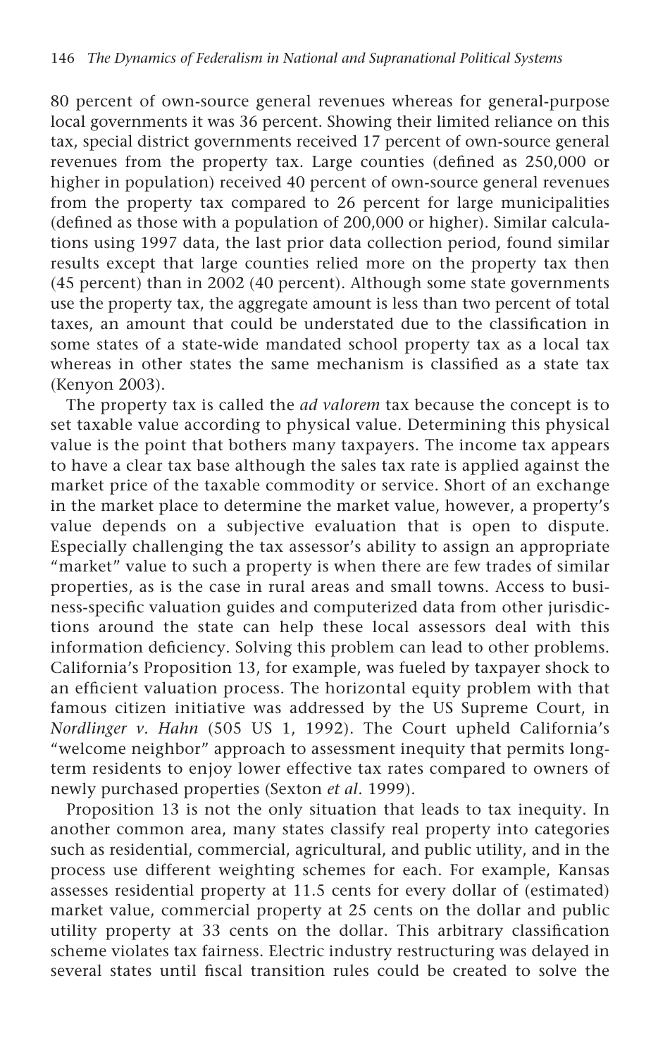80 percent of own-source general revenues whereas for general-purpose local governments it was 36 percent. Showing their limited reliance on this tax, special district governments received 17 percent of own-source general revenues from the property tax. Large counties (defined as 250,000 or higher in population) received 40 percent of own-source general revenues from the property tax compared to 26 percent for large municipalities (defined as those with a population of 200,000 or higher). Similar calculations using 1997 data, the last prior data collection period, found similar results except that large counties relied more on the property tax then (45 percent) than in 2002 (40 percent). Although some state governments use the property tax, the aggregate amount is less than two percent of total taxes, an amount that could be understated due to the classification in some states of a state-wide mandated school property tax as a local tax whereas in other states the same mechanism is classified as a state tax (Kenyon 2003).

The property tax is called the *ad valorem* tax because the concept is to set taxable value according to physical value. Determining this physical value is the point that bothers many taxpayers. The income tax appears to have a clear tax base although the sales tax rate is applied against the market price of the taxable commodity or service. Short of an exchange in the market place to determine the market value, however, a property's value depends on a subjective evaluation that is open to dispute. Especially challenging the tax assessor's ability to assign an appropriate "market" value to such a property is when there are few trades of similar properties, as is the case in rural areas and small towns. Access to business-specific valuation guides and computerized data from other jurisdictions around the state can help these local assessors deal with this information deficiency. Solving this problem can lead to other problems. California's Proposition 13, for example, was fueled by taxpayer shock to an efficient valuation process. The horizontal equity problem with that famous citizen initiative was addressed by the US Supreme Court, in *Nordlinger v. Hahn* (505 US 1, 1992). The Court upheld California's "welcome neighbor" approach to assessment inequity that permits long-term residents to enjoy lower effective tax rates compared to owners of newly purchased properties (Sexton *et al*. 1999).

Proposition 13 is not the only situation that leads to tax inequity. In another common area, many states classify real property into categories such as residential, commercial, agricultural, and public utility, and in the process use different weighting schemes for each. For example, Kansas assesses residential property at 11.5 cents for every dollar of (estimated) market value, commercial property at 25 cents on the dollar and public utility property at 33 cents on the dollar. This arbitrary classification scheme violates tax fairness. Electric industry restructuring was delayed in several states until fiscal transition rules could be created to solve the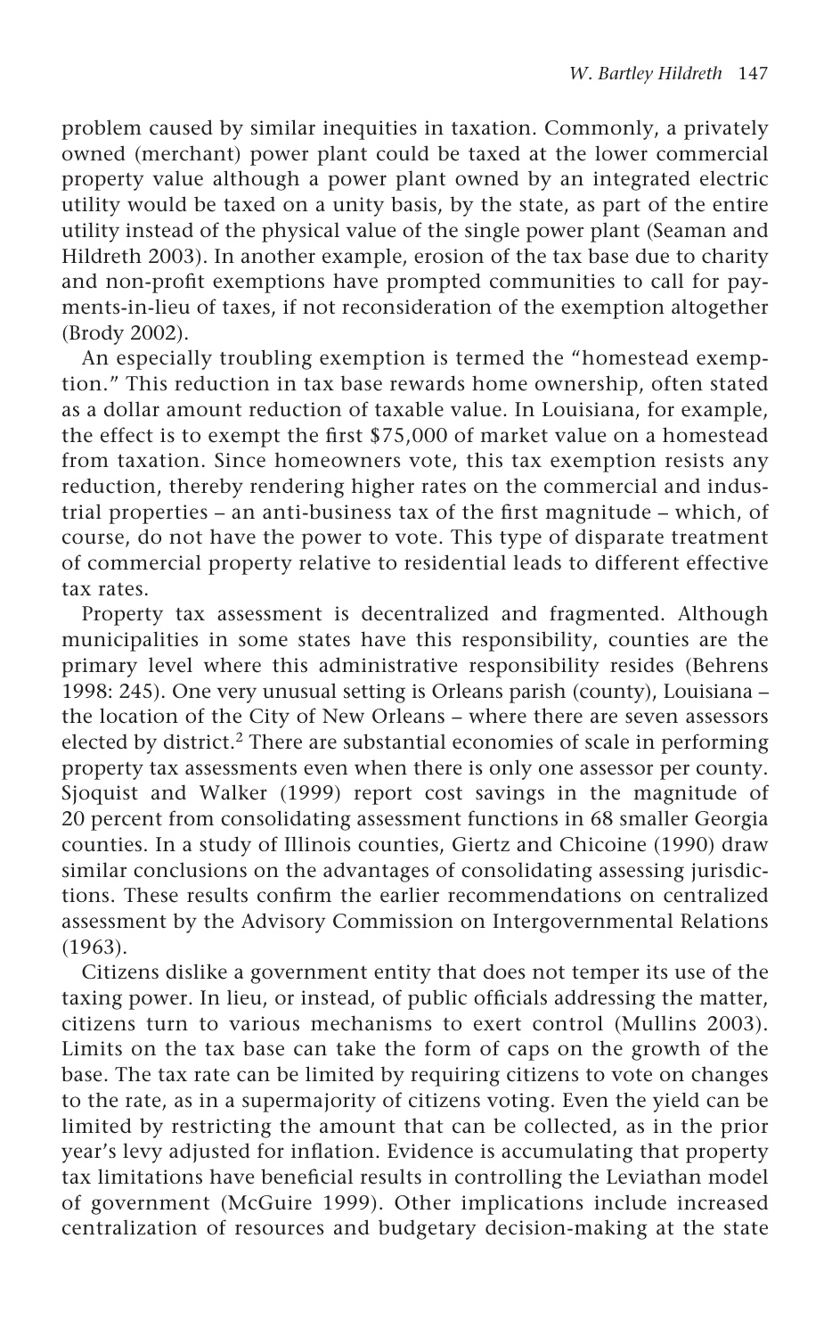problem caused by similar inequities in taxation. Commonly, a privately owned (merchant) power plant could be taxed at the lower commercial property value although a power plant owned by an integrated electric utility would be taxed on a unity basis, by the state, as part of the entire utility instead of the physical value of the single power plant (Seaman and Hildreth 2003). In another example, erosion of the tax base due to charity and non-profit exemptions have prompted communities to call for payments-in-lieu of taxes, if not reconsideration of the exemption altogether (Brody 2002).

An especially troubling exemption is termed the "homestead exemption." This reduction in tax base rewards home ownership, often stated as a dollar amount reduction of taxable value. In Louisiana, for example, the effect is to exempt the first $75,000 of market value on a homestead from taxation. Since homeowners vote, this tax exemption resists any reduction, thereby rendering higher rates on the commercial and industrial properties – an anti-business tax of the first magnitude – which, of course, do not have the power to vote. This type of disparate treatment of commercial property relative to residential leads to different effective tax rates.

Property tax assessment is decentralized and fragmented. Although municipalities in some states have this responsibility, counties are the primary level where this administrative responsibility resides (Behrens 1998: 245). One very unusual setting is Orleans parish (county), Louisiana – the location of the City of New Orleans – where there are seven assessors elected by district.[2] There are substantial economies of scale in performing property tax assessments even when there is only one assessor per county. Sjoquist and Walker (1999) report cost savings in the magnitude of 20 percent from consolidating assessment functions in 68 smaller Georgia counties. In a study of Illinois counties, Giertz and Chicoine (1990) draw similar conclusions on the advantages of consolidating assessing jurisdictions. These results confirm the earlier recommendations on centralized assessment by the Advisory Commission on Intergovernmental Relations (1963).

Citizens dislike a government entity that does not temper its use of the taxing power. In lieu, or instead, of public officials addressing the matter, citizens turn to various mechanisms to exert control (Mullins 2003). Limits on the tax base can take the form of caps on the growth of the base. The tax rate can be limited by requiring citizens to vote on changes to the rate, as in a supermajority of citizens voting. Even the yield can be limited by restricting the amount that can be collected, as in the prior year's levy adjusted for inflation. Evidence is accumulating that property tax limitations have beneficial results in controlling the Leviathan model of government (McGuire 1999). Other implications include increased centralization of resources and budgetary decision-making at the state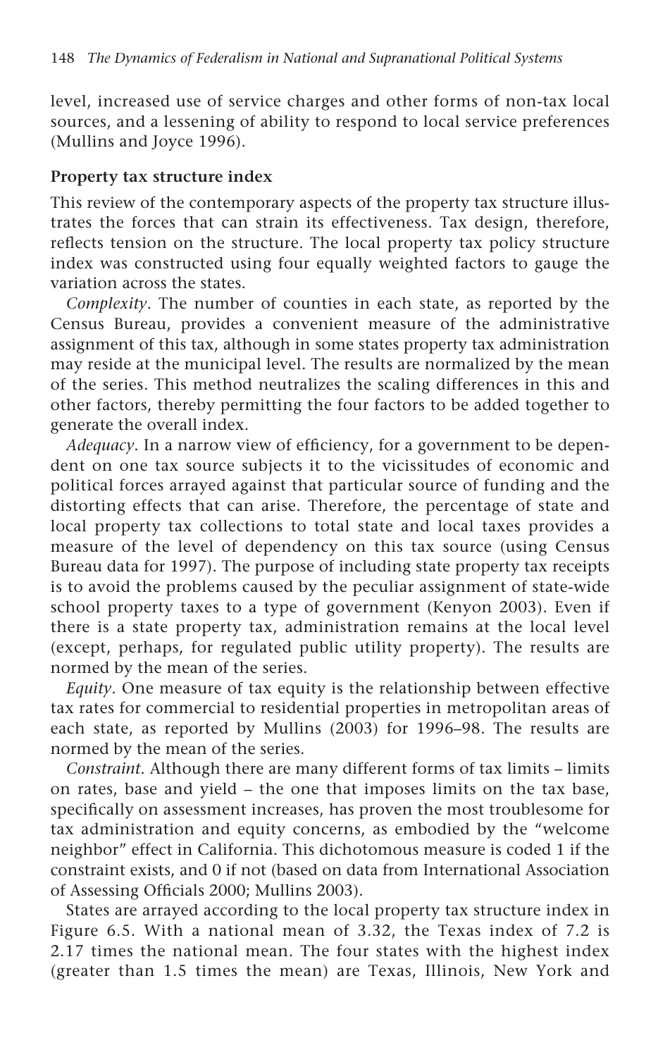level, increased use of service charges and other forms of non-tax local sources, and a lessening of ability to respond to local service preferences (Mullins and Joyce 1996).

**Property tax structure index**

This review of the contemporary aspects of the property tax structure illustrates the forces that can strain its effectiveness. Tax design, therefore, reflects tension on the structure. The local property tax policy structure index was constructed using four equally weighted factors to gauge the variation across the states.

*Complexity*. The number of counties in each state, as reported by the Census Bureau, provides a convenient measure of the administrative assignment of this tax, although in some states property tax administration may reside at the municipal level. The results are normalized by the mean of the series. This method neutralizes the scaling differences in this and other factors, thereby permitting the four factors to be added together to generate the overall index.

*Adequacy*. In a narrow view of efficiency, for a government to be dependent on one tax source subjects it to the vicissitudes of economic and political forces arrayed against that particular source of funding and the distorting effects that can arise. Therefore, the percentage of state and local property tax collections to total state and local taxes provides a measure of the level of dependency on this tax source (using Census Bureau data for 1997). The purpose of including state property tax receipts is to avoid the problems caused by the peculiar assignment of state-wide school property taxes to a type of government (Kenyon 2003). Even if there is a state property tax, administration remains at the local level (except, perhaps, for regulated public utility property). The results are normed by the mean of the series.

*Equity*. One measure of tax equity is the relationship between effective tax rates for commercial to residential properties in metropolitan areas of each state, as reported by Mullins (2003) for 1996–98. The results are normed by the mean of the series.

*Constraint*. Although there are many different forms of tax limits – limits on rates, base and yield – the one that imposes limits on the tax base, specifically on assessment increases, has proven the most troublesome for tax administration and equity concerns, as embodied by the "welcome neighbor" effect in California. This dichotomous measure is coded 1 if the constraint exists, and 0 if not (based on data from International Association of Assessing Officials 2000; Mullins 2003).

States are arrayed according to the local property tax structure index in Figure 6.5. With a national mean of 3.32, the Texas index of 7.2 is 2.17 times the national mean. The four states with the highest index (greater than 1.5 times the mean) are Texas, Illinois, New York and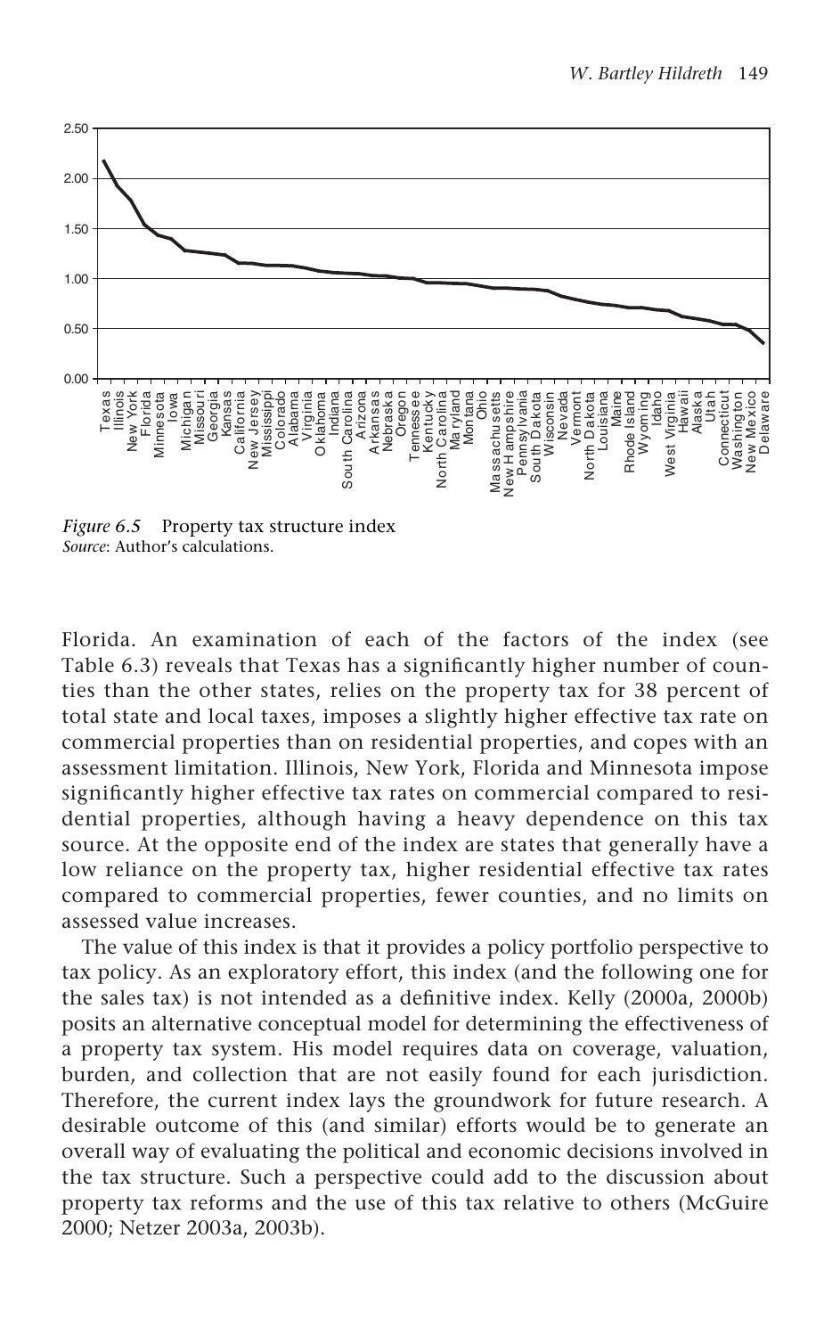*Figure 6.5* Property tax structure index
*Source*: Author's calculations.

Florida. An examination of each of the factors of the index (see Table 6.3) reveals that Texas has a significantly higher number of counties than the other states, relies on the property tax for 38 percent of total state and local taxes, imposes a slightly higher effective tax rate on commercial properties than on residential properties, and copes with an assessment limitation. Illinois, New York, Florida and Minnesota impose significantly higher effective tax rates on commercial compared to residential properties, although having a heavy dependence on this tax source. At the opposite end of the index are states that generally have a low reliance on the property tax, higher residential effective tax rates compared to commercial properties, fewer counties, and no limits on assessed value increases.

The value of this index is that it provides a policy portfolio perspective to tax policy. As an exploratory effort, this index (and the following one for the sales tax) is not intended as a definitive index. Kelly (2000a, 2000b) posits an alternative conceptual model for determining the effectiveness of a property tax system. His model requires data on coverage, valuation, burden, and collection that are not easily found for each jurisdiction. Therefore, the current index lays the groundwork for future research. A desirable outcome of this (and similar) efforts would be to generate an overall way of evaluating the political and economic decisions involved in the tax structure. Such a perspective could add to the discussion about property tax reforms and the use of this tax relative to others (McGuire 2000; Netzer 2003a, 2003b).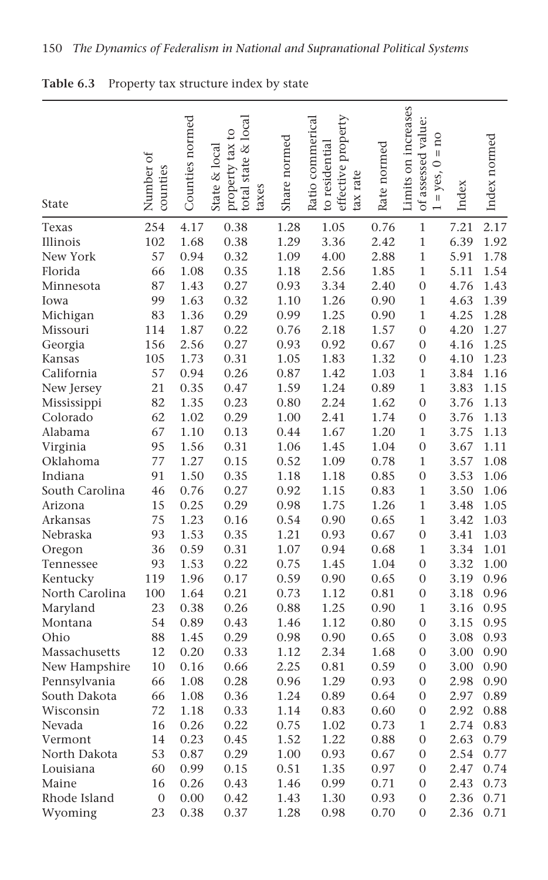**Table 6.3** Property tax structure index by state

| State | Number of counties | Counties normed | State & local property tax to total state & local taxes | Share normed | Ratio commerical to residential effective property tax rate | Rate normed | Limits on increases of assessed value: 1 = yes, 0 = no | Index | Index normed |
|---|---|---|---|---|---|---|---|---|---|
| Texas | 254 | 4.17 | 0.38 | 1.28 | 1.05 | 0.76 | 1 | 7.21 | 2.17 |
| Illinois | 102 | 1.68 | 0.38 | 1.29 | 3.36 | 2.42 | 1 | 6.39 | 1.92 |
| New York | 57 | 0.94 | 0.32 | 1.09 | 4.00 | 2.88 | 1 | 5.91 | 1.78 |
| Florida | 66 | 1.08 | 0.35 | 1.18 | 2.56 | 1.85 | 1 | 5.11 | 1.54 |
| Minnesota | 87 | 1.43 | 0.27 | 0.93 | 3.34 | 2.40 | 0 | 4.76 | 1.43 |
| Iowa | 99 | 1.63 | 0.32 | 1.10 | 1.26 | 0.90 | 1 | 4.63 | 1.39 |
| Michigan | 83 | 1.36 | 0.29 | 0.99 | 1.25 | 0.90 | 1 | 4.25 | 1.28 |
| Missouri | 114 | 1.87 | 0.22 | 0.76 | 2.18 | 1.57 | 0 | 4.20 | 1.27 |
| Georgia | 156 | 2.56 | 0.27 | 0.93 | 0.92 | 0.67 | 0 | 4.16 | 1.25 |
| Kansas | 105 | 1.73 | 0.31 | 1.05 | 1.83 | 1.32 | 0 | 4.10 | 1.23 |
| California | 57 | 0.94 | 0.26 | 0.87 | 1.42 | 1.03 | 1 | 3.84 | 1.16 |
| New Jersey | 21 | 0.35 | 0.47 | 1.59 | 1.24 | 0.89 | 1 | 3.83 | 1.15 |
| Mississippi | 82 | 1.35 | 0.23 | 0.80 | 2.24 | 1.62 | 0 | 3.76 | 1.13 |
| Colorado | 62 | 1.02 | 0.29 | 1.00 | 2.41 | 1.74 | 0 | 3.76 | 1.13 |
| Alabama | 67 | 1.10 | 0.13 | 0.44 | 1.67 | 1.20 | 1 | 3.75 | 1.13 |
| Virginia | 95 | 1.56 | 0.31 | 1.06 | 1.45 | 1.04 | 0 | 3.67 | 1.11 |
| Oklahoma | 77 | 1.27 | 0.15 | 0.52 | 1.09 | 0.78 | 1 | 3.57 | 1.08 |
| Indiana | 91 | 1.50 | 0.35 | 1.18 | 1.18 | 0.85 | 0 | 3.53 | 1.06 |
| South Carolina | 46 | 0.76 | 0.27 | 0.92 | 1.15 | 0.83 | 1 | 3.50 | 1.06 |
| Arizona | 15 | 0.25 | 0.29 | 0.98 | 1.75 | 1.26 | 1 | 3.48 | 1.05 |
| Arkansas | 75 | 1.23 | 0.16 | 0.54 | 0.90 | 0.65 | 1 | 3.42 | 1.03 |
| Nebraska | 93 | 1.53 | 0.35 | 1.21 | 0.93 | 0.67 | 0 | 3.41 | 1.03 |
| Oregon | 36 | 0.59 | 0.31 | 1.07 | 0.94 | 0.68 | 1 | 3.34 | 1.01 |
| Tennessee | 93 | 1.53 | 0.22 | 0.75 | 1.45 | 1.04 | 0 | 3.32 | 1.00 |
| Kentucky | 119 | 1.96 | 0.17 | 0.59 | 0.90 | 0.65 | 0 | 3.19 | 0.96 |
| North Carolina | 100 | 1.64 | 0.21 | 0.73 | 1.12 | 0.81 | 0 | 3.18 | 0.96 |
| Maryland | 23 | 0.38 | 0.26 | 0.88 | 1.25 | 0.90 | 1 | 3.16 | 0.95 |
| Montana | 54 | 0.89 | 0.43 | 1.46 | 1.12 | 0.80 | 0 | 3.15 | 0.95 |
| Ohio | 88 | 1.45 | 0.29 | 0.98 | 0.90 | 0.65 | 0 | 3.08 | 0.93 |
| Massachusetts | 12 | 0.20 | 0.33 | 1.12 | 2.34 | 1.68 | 0 | 3.00 | 0.90 |
| New Hampshire | 10 | 0.16 | 0.66 | 2.25 | 0.81 | 0.59 | 0 | 3.00 | 0.90 |
| Pennsylvania | 66 | 1.08 | 0.28 | 0.96 | 1.29 | 0.93 | 0 | 2.98 | 0.90 |
| South Dakota | 66 | 1.08 | 0.36 | 1.24 | 0.89 | 0.64 | 0 | 2.97 | 0.89 |
| Wisconsin | 72 | 1.18 | 0.33 | 1.14 | 0.83 | 0.60 | 0 | 2.92 | 0.88 |
| Nevada | 16 | 0.26 | 0.22 | 0.75 | 1.02 | 0.73 | 1 | 2.74 | 0.83 |
| Vermont | 14 | 0.23 | 0.45 | 1.52 | 1.22 | 0.88 | 0 | 2.63 | 0.79 |
| North Dakota | 53 | 0.87 | 0.29 | 1.00 | 0.93 | 0.67 | 0 | 2.54 | 0.77 |
| Louisiana | 60 | 0.99 | 0.15 | 0.51 | 1.35 | 0.97 | 0 | 2.47 | 0.74 |
| Maine | 16 | 0.26 | 0.43 | 1.46 | 0.99 | 0.71 | 0 | 2.43 | 0.73 |
| Rhode Island | 0 | 0.00 | 0.42 | 1.43 | 1.30 | 0.93 | 0 | 2.36 | 0.71 |
| Wyoming | 23 | 0.38 | 0.37 | 1.28 | 0.98 | 0.70 | 0 | 2.36 | 0.71 |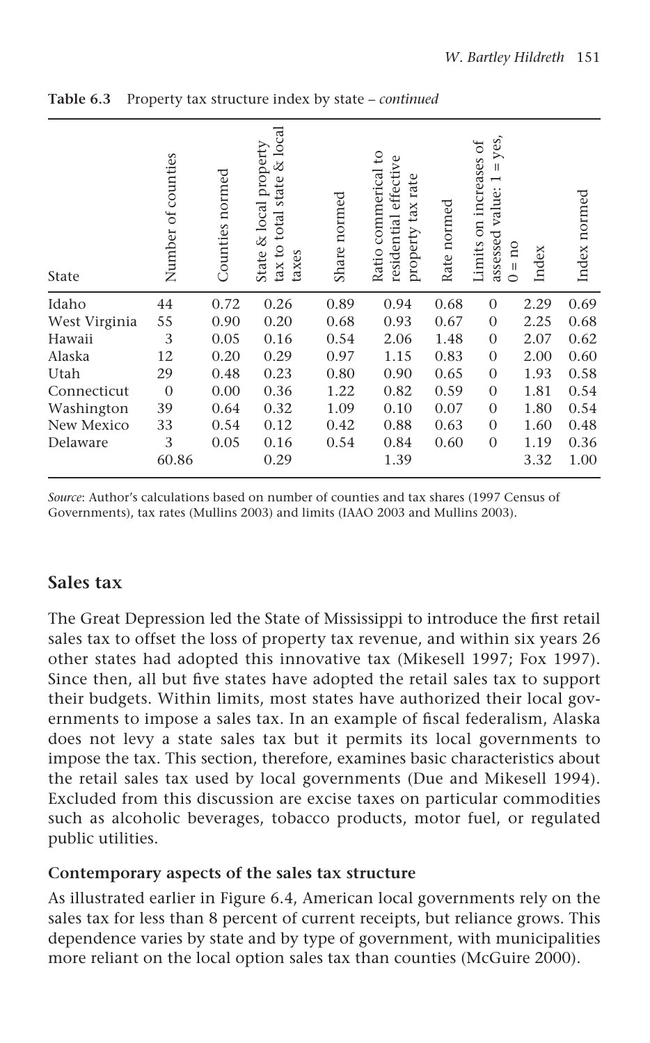**Table 6.3** Property tax structure index by state – *continued*

| State | Number of counties | Counties normed | State & local property tax to total state & local taxes | Share normed | Ratio commerical to residential effective property tax rate | Rate normed | Limits on increases of assessed value: 1 = yes, 0 = no | Index | Index normed |
|---|---|---|---|---|---|---|---|---|---|
| Idaho | 44 | 0.72 | 0.26 | 0.89 | 0.94 | 0.68 | 0 | 2.29 | 0.69 |
| West Virginia | 55 | 0.90 | 0.20 | 0.68 | 0.93 | 0.67 | 0 | 2.25 | 0.68 |
| Hawaii | 3 | 0.05 | 0.16 | 0.54 | 2.06 | 1.48 | 0 | 2.07 | 0.62 |
| Alaska | 12 | 0.20 | 0.29 | 0.97 | 1.15 | 0.83 | 0 | 2.00 | 0.60 |
| Utah | 29 | 0.48 | 0.23 | 0.80 | 0.90 | 0.65 | 0 | 1.93 | 0.58 |
| Connecticut | 0 | 0.00 | 0.36 | 1.22 | 0.82 | 0.59 | 0 | 1.81 | 0.54 |
| Washington | 39 | 0.64 | 0.32 | 1.09 | 0.10 | 0.07 | 0 | 1.80 | 0.54 |
| New Mexico | 33 | 0.54 | 0.12 | 0.42 | 0.88 | 0.63 | 0 | 1.60 | 0.48 |
| Delaware | 3 | 0.05 | 0.16 | 0.54 | 0.84 | 0.60 | 0 | 1.19 | 0.36 |
| | 60.86 | | 0.29 | | 1.39 | | | 3.32 | 1.00 |

*Source*: Author's calculations based on number of counties and tax shares (1997 Census of Governments), tax rates (Mullins 2003) and limits (IAAO 2003 and Mullins 2003).

## Sales tax

The Great Depression led the State of Mississippi to introduce the first retail sales tax to offset the loss of property tax revenue, and within six years 26 other states had adopted this innovative tax (Mikesell 1997; Fox 1997). Since then, all but five states have adopted the retail sales tax to support their budgets. Within limits, most states have authorized their local governments to impose a sales tax. In an example of fiscal federalism, Alaska does not levy a state sales tax but it permits its local governments to impose the tax. This section, therefore, examines basic characteristics about the retail sales tax used by local governments (Due and Mikesell 1994). Excluded from this discussion are excise taxes on particular commodities such as alcoholic beverages, tobacco products, motor fuel, or regulated public utilities.

### Contemporary aspects of the sales tax structure

As illustrated earlier in Figure 6.4, American local governments rely on the sales tax for less than 8 percent of current receipts, but reliance grows. This dependence varies by state and by type of government, with municipalities more reliant on the local option sales tax than counties (McGuire 2000).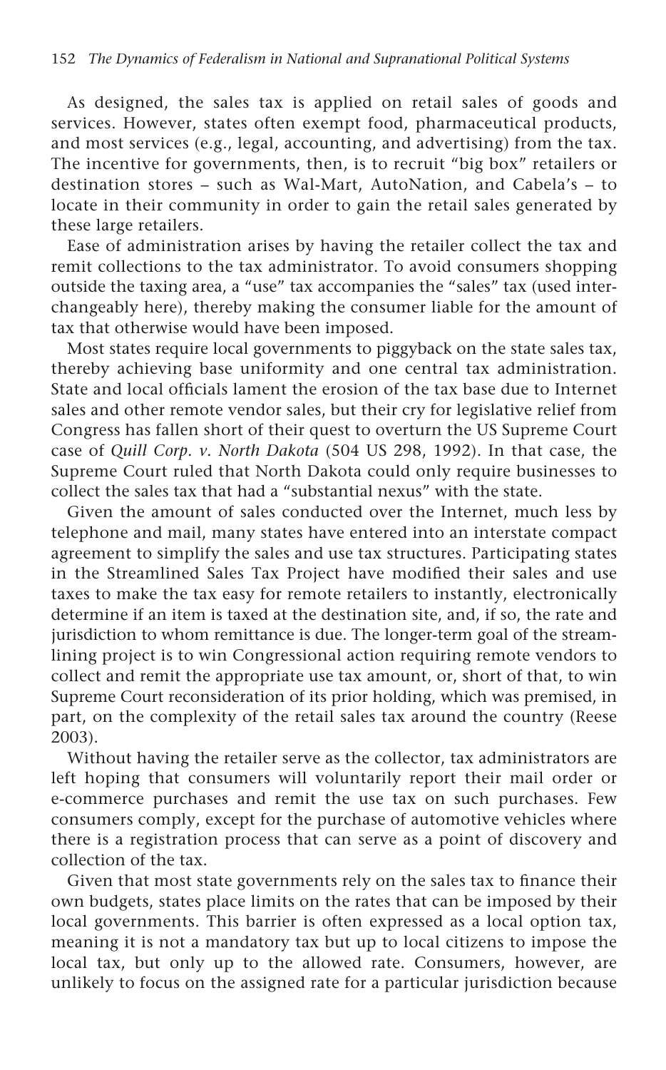As designed, the sales tax is applied on retail sales of goods and services. However, states often exempt food, pharmaceutical products, and most services (e.g., legal, accounting, and advertising) from the tax. The incentive for governments, then, is to recruit "big box" retailers or destination stores – such as Wal-Mart, AutoNation, and Cabela's – to locate in their community in order to gain the retail sales generated by these large retailers.

Ease of administration arises by having the retailer collect the tax and remit collections to the tax administrator. To avoid consumers shopping outside the taxing area, a "use" tax accompanies the "sales" tax (used interchangeably here), thereby making the consumer liable for the amount of tax that otherwise would have been imposed.

Most states require local governments to piggyback on the state sales tax, thereby achieving base uniformity and one central tax administration. State and local officials lament the erosion of the tax base due to Internet sales and other remote vendor sales, but their cry for legislative relief from Congress has fallen short of their quest to overturn the US Supreme Court case of *Quill Corp. v. North Dakota* (504 US 298, 1992). In that case, the Supreme Court ruled that North Dakota could only require businesses to collect the sales tax that had a "substantial nexus" with the state.

Given the amount of sales conducted over the Internet, much less by telephone and mail, many states have entered into an interstate compact agreement to simplify the sales and use tax structures. Participating states in the Streamlined Sales Tax Project have modified their sales and use taxes to make the tax easy for remote retailers to instantly, electronically determine if an item is taxed at the destination site, and, if so, the rate and jurisdiction to whom remittance is due. The longer-term goal of the streamlining project is to win Congressional action requiring remote vendors to collect and remit the appropriate use tax amount, or, short of that, to win Supreme Court reconsideration of its prior holding, which was premised, in part, on the complexity of the retail sales tax around the country (Reese 2003).

Without having the retailer serve as the collector, tax administrators are left hoping that consumers will voluntarily report their mail order or e-commerce purchases and remit the use tax on such purchases. Few consumers comply, except for the purchase of automotive vehicles where there is a registration process that can serve as a point of discovery and collection of the tax.

Given that most state governments rely on the sales tax to finance their own budgets, states place limits on the rates that can be imposed by their local governments. This barrier is often expressed as a local option tax, meaning it is not a mandatory tax but up to local citizens to impose the local tax, but only up to the allowed rate. Consumers, however, are unlikely to focus on the assigned rate for a particular jurisdiction because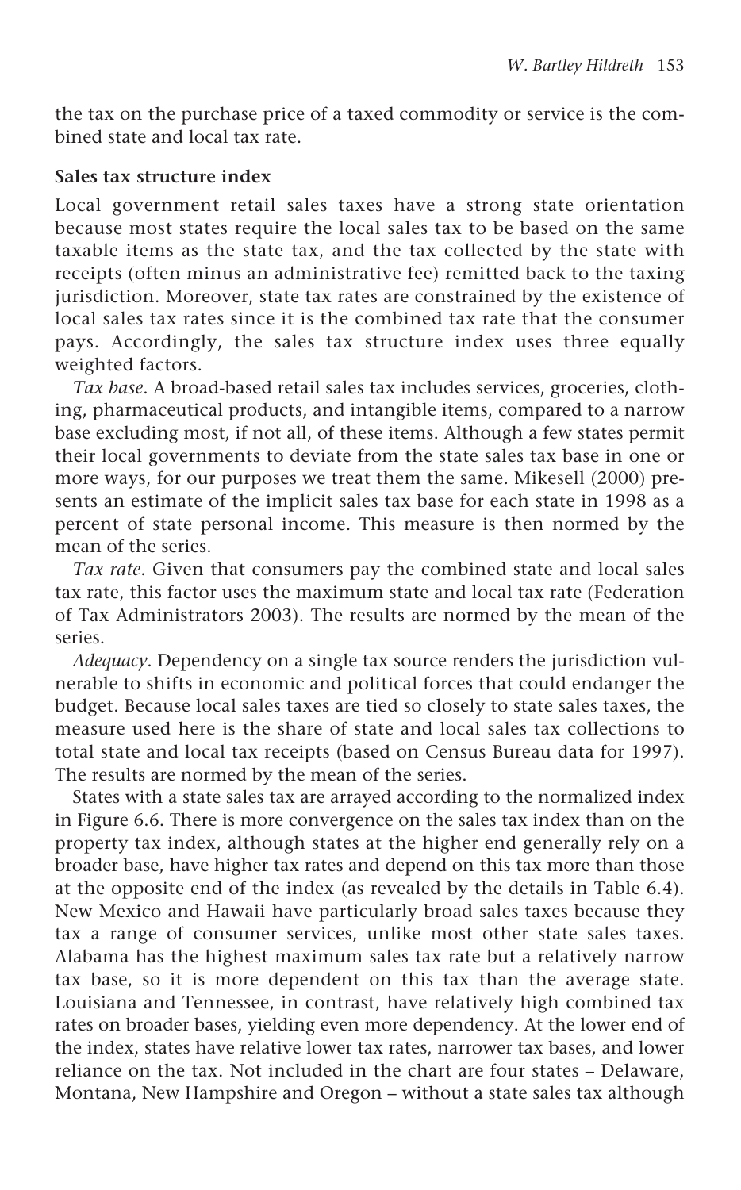the tax on the purchase price of a taxed commodity or service is the combined state and local tax rate.

### Sales tax structure index

Local government retail sales taxes have a strong state orientation because most states require the local sales tax to be based on the same taxable items as the state tax, and the tax collected by the state with receipts (often minus an administrative fee) remitted back to the taxing jurisdiction. Moreover, state tax rates are constrained by the existence of local sales tax rates since it is the combined tax rate that the consumer pays. Accordingly, the sales tax structure index uses three equally weighted factors.

*Tax base*. A broad-based retail sales tax includes services, groceries, clothing, pharmaceutical products, and intangible items, compared to a narrow base excluding most, if not all, of these items. Although a few states permit their local governments to deviate from the state sales tax base in one or more ways, for our purposes we treat them the same. Mikesell (2000) presents an estimate of the implicit sales tax base for each state in 1998 as a percent of state personal income. This measure is then normed by the mean of the series.

*Tax rate*. Given that consumers pay the combined state and local sales tax rate, this factor uses the maximum state and local tax rate (Federation of Tax Administrators 2003). The results are normed by the mean of the series.

*Adequacy*. Dependency on a single tax source renders the jurisdiction vulnerable to shifts in economic and political forces that could endanger the budget. Because local sales taxes are tied so closely to state sales taxes, the measure used here is the share of state and local sales tax collections to total state and local tax receipts (based on Census Bureau data for 1997). The results are normed by the mean of the series.

States with a state sales tax are arrayed according to the normalized index in Figure 6.6. There is more convergence on the sales tax index than on the property tax index, although states at the higher end generally rely on a broader base, have higher tax rates and depend on this tax more than those at the opposite end of the index (as revealed by the details in Table 6.4). New Mexico and Hawaii have particularly broad sales taxes because they tax a range of consumer services, unlike most other state sales taxes. Alabama has the highest maximum sales tax rate but a relatively narrow tax base, so it is more dependent on this tax than the average state. Louisiana and Tennessee, in contrast, have relatively high combined tax rates on broader bases, yielding even more dependency. At the lower end of the index, states have relative lower tax rates, narrower tax bases, and lower reliance on the tax. Not included in the chart are four states – Delaware, Montana, New Hampshire and Oregon – without a state sales tax although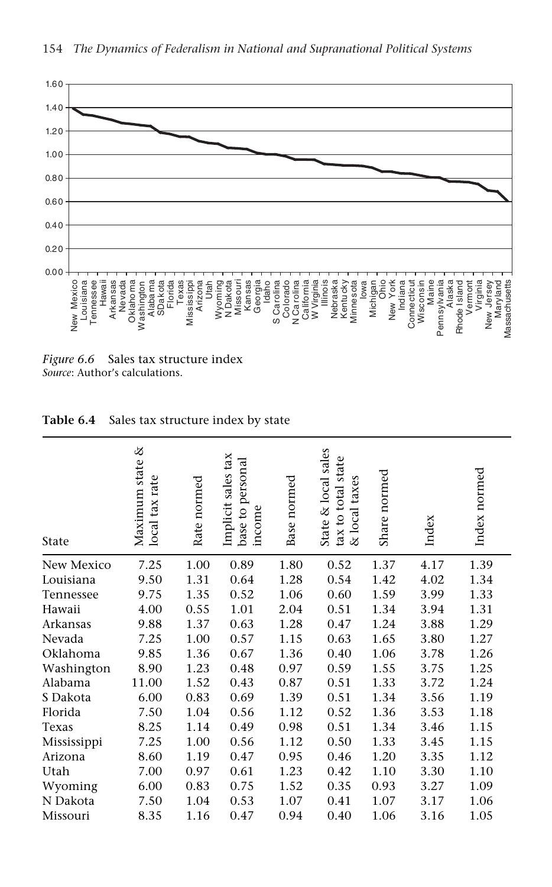*Figure 6.6* Sales tax structure index
*Source*: Author's calculations.

**Table 6.4** Sales tax structure index by state

| State | Maximum state & local tax rate | Rate normed | Implicit sales tax base to personal income | Base normed | State & local sales tax to total state & local taxes | Share normed | Index | Index normed |
|---|---|---|---|---|---|---|---|---|
| New Mexico | 7.25 | 1.00 | 0.89 | 1.80 | 0.52 | 1.37 | 4.17 | 1.39 |
| Louisiana | 9.50 | 1.31 | 0.64 | 1.28 | 0.54 | 1.42 | 4.02 | 1.34 |
| Tennessee | 9.75 | 1.35 | 0.52 | 1.06 | 0.60 | 1.59 | 3.99 | 1.33 |
| Hawaii | 4.00 | 0.55 | 1.01 | 2.04 | 0.51 | 1.34 | 3.94 | 1.31 |
| Arkansas | 9.88 | 1.37 | 0.63 | 1.28 | 0.47 | 1.24 | 3.88 | 1.29 |
| Nevada | 7.25 | 1.00 | 0.57 | 1.15 | 0.63 | 1.65 | 3.80 | 1.27 |
| Oklahoma | 9.85 | 1.36 | 0.67 | 1.36 | 0.40 | 1.06 | 3.78 | 1.26 |
| Washington | 8.90 | 1.23 | 0.48 | 0.97 | 0.59 | 1.55 | 3.75 | 1.25 |
| Alabama | 11.00 | 1.52 | 0.43 | 0.87 | 0.51 | 1.33 | 3.72 | 1.24 |
| S Dakota | 6.00 | 0.83 | 0.69 | 1.39 | 0.51 | 1.34 | 3.56 | 1.19 |
| Florida | 7.50 | 1.04 | 0.56 | 1.12 | 0.52 | 1.36 | 3.53 | 1.18 |
| Texas | 8.25 | 1.14 | 0.49 | 0.98 | 0.51 | 1.34 | 3.46 | 1.15 |
| Mississippi | 7.25 | 1.00 | 0.56 | 1.12 | 0.50 | 1.33 | 3.45 | 1.15 |
| Arizona | 8.60 | 1.19 | 0.47 | 0.95 | 0.46 | 1.20 | 3.35 | 1.12 |
| Utah | 7.00 | 0.97 | 0.61 | 1.23 | 0.42 | 1.10 | 3.30 | 1.10 |
| Wyoming | 6.00 | 0.83 | 0.75 | 1.52 | 0.35 | 0.93 | 3.27 | 1.09 |
| N Dakota | 7.50 | 1.04 | 0.53 | 1.07 | 0.41 | 1.07 | 3.17 | 1.06 |
| Missouri | 8.35 | 1.16 | 0.47 | 0.94 | 0.40 | 1.06 | 3.16 | 1.05 |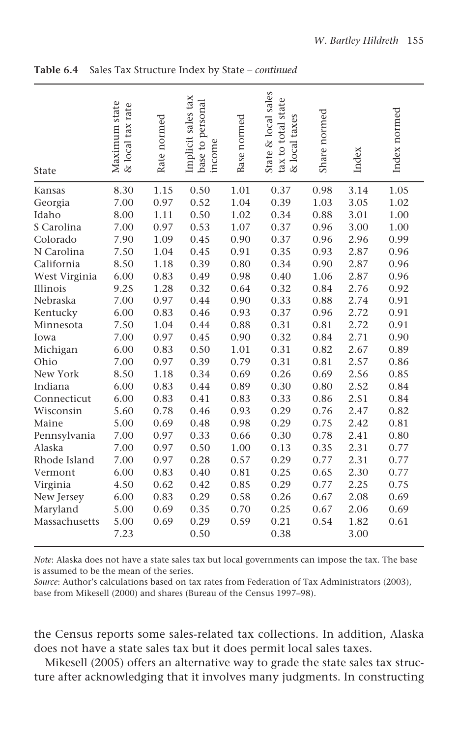**Table 6.4** Sales Tax Structure Index by State – *continued*

| State | Maximum state & local tax rate | Rate normed | Implicit sales tax base to personal income | Base normed | State & local sales tax to total state & local taxes | Share normed | Index | Index normed |
|---|---|---|---|---|---|---|---|---|
| Kansas | 8.30 | 1.15 | 0.50 | 1.01 | 0.37 | 0.98 | 3.14 | 1.05 |
| Georgia | 7.00 | 0.97 | 0.52 | 1.04 | 0.39 | 1.03 | 3.05 | 1.02 |
| Idaho | 8.00 | 1.11 | 0.50 | 1.02 | 0.34 | 0.88 | 3.01 | 1.00 |
| S Carolina | 7.00 | 0.97 | 0.53 | 1.07 | 0.37 | 0.96 | 3.00 | 1.00 |
| Colorado | 7.90 | 1.09 | 0.45 | 0.90 | 0.37 | 0.96 | 2.96 | 0.99 |
| N Carolina | 7.50 | 1.04 | 0.45 | 0.91 | 0.35 | 0.93 | 2.87 | 0.96 |
| California | 8.50 | 1.18 | 0.39 | 0.80 | 0.34 | 0.90 | 2.87 | 0.96 |
| West Virginia | 6.00 | 0.83 | 0.49 | 0.98 | 0.40 | 1.06 | 2.87 | 0.96 |
| Illinois | 9.25 | 1.28 | 0.32 | 0.64 | 0.32 | 0.84 | 2.76 | 0.92 |
| Nebraska | 7.00 | 0.97 | 0.44 | 0.90 | 0.33 | 0.88 | 2.74 | 0.91 |
| Kentucky | 6.00 | 0.83 | 0.46 | 0.93 | 0.37 | 0.96 | 2.72 | 0.91 |
| Minnesota | 7.50 | 1.04 | 0.44 | 0.88 | 0.31 | 0.81 | 2.72 | 0.91 |
| Iowa | 7.00 | 0.97 | 0.45 | 0.90 | 0.32 | 0.84 | 2.71 | 0.90 |
| Michigan | 6.00 | 0.83 | 0.50 | 1.01 | 0.31 | 0.82 | 2.67 | 0.89 |
| Ohio | 7.00 | 0.97 | 0.39 | 0.79 | 0.31 | 0.81 | 2.57 | 0.86 |
| New York | 8.50 | 1.18 | 0.34 | 0.69 | 0.26 | 0.69 | 2.56 | 0.85 |
| Indiana | 6.00 | 0.83 | 0.44 | 0.89 | 0.30 | 0.80 | 2.52 | 0.84 |
| Connecticut | 6.00 | 0.83 | 0.41 | 0.83 | 0.33 | 0.86 | 2.51 | 0.84 |
| Wisconsin | 5.60 | 0.78 | 0.46 | 0.93 | 0.29 | 0.76 | 2.47 | 0.82 |
| Maine | 5.00 | 0.69 | 0.48 | 0.98 | 0.29 | 0.75 | 2.42 | 0.81 |
| Pennsylvania | 7.00 | 0.97 | 0.33 | 0.66 | 0.30 | 0.78 | 2.41 | 0.80 |
| Alaska | 7.00 | 0.97 | 0.50 | 1.00 | 0.13 | 0.35 | 2.31 | 0.77 |
| Rhode Island | 7.00 | 0.97 | 0.28 | 0.57 | 0.29 | 0.77 | 2.31 | 0.77 |
| Vermont | 6.00 | 0.83 | 0.40 | 0.81 | 0.25 | 0.65 | 2.30 | 0.77 |
| Virginia | 4.50 | 0.62 | 0.42 | 0.85 | 0.29 | 0.77 | 2.25 | 0.75 |
| New Jersey | 6.00 | 0.83 | 0.29 | 0.58 | 0.26 | 0.67 | 2.08 | 0.69 |
| Maryland | 5.00 | 0.69 | 0.35 | 0.70 | 0.25 | 0.67 | 2.06 | 0.69 |
| Massachusetts | 5.00 | 0.69 | 0.29 | 0.59 | 0.21 | 0.54 | 1.82 | 0.61 |
| | 7.23 | | 0.50 | | 0.38 | | 3.00 | |

*Note*: Alaska does not have a state sales tax but local governments can impose the tax. The base is assumed to be the mean of the series.
*Source*: Author's calculations based on tax rates from Federation of Tax Administrators (2003), base from Mikesell (2000) and shares (Bureau of the Census 1997–98).

the Census reports some sales-related tax collections. In addition, Alaska does not have a state sales tax but it does permit local sales taxes.

Mikesell (2005) offers an alternative way to grade the state sales tax structure after acknowledging that it involves many judgments. In constructing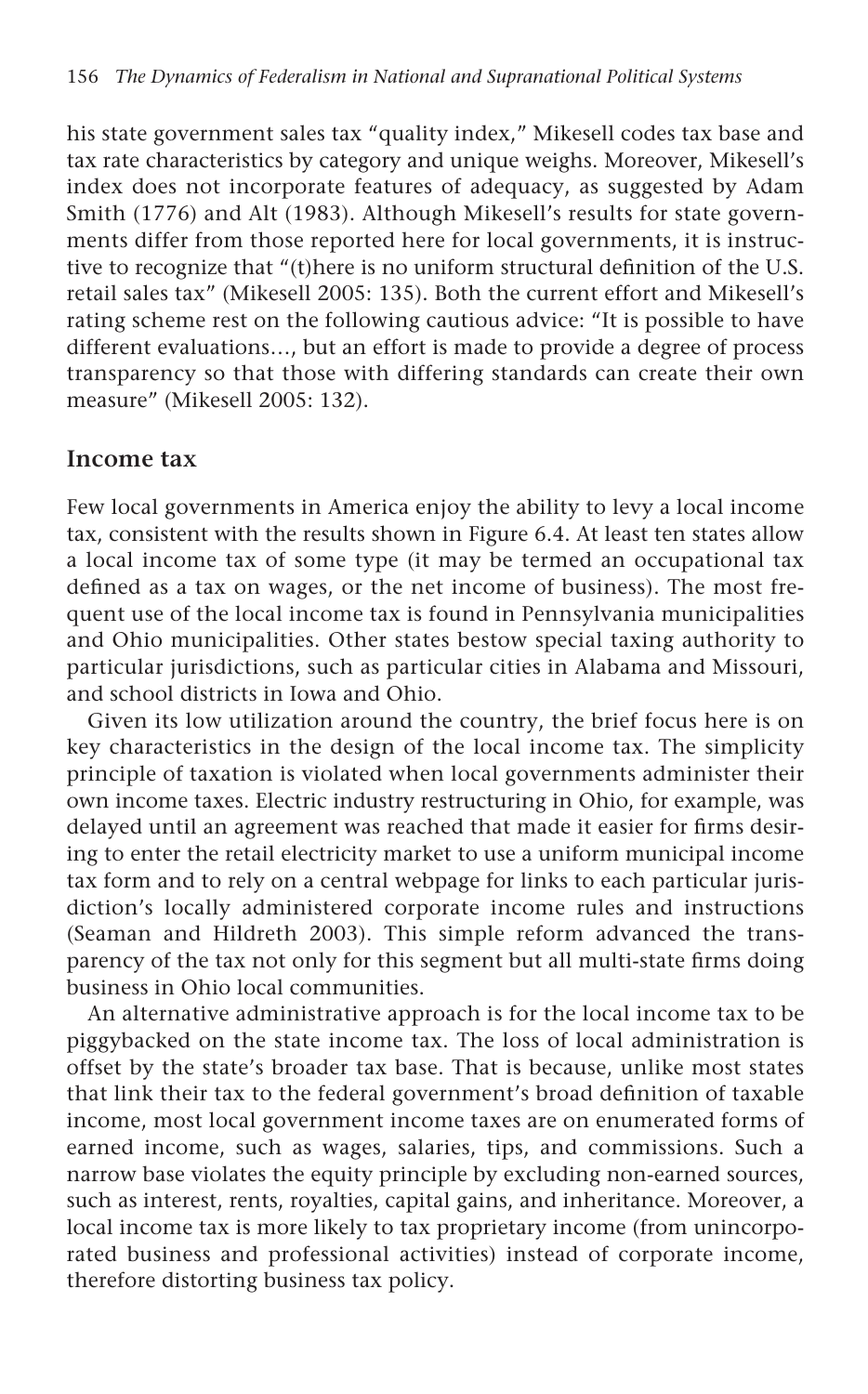his state government sales tax "quality index," Mikesell codes tax base and tax rate characteristics by category and unique weighs. Moreover, Mikesell's index does not incorporate features of adequacy, as suggested by Adam Smith (1776) and Alt (1983). Although Mikesell's results for state governments differ from those reported here for local governments, it is instructive to recognize that "(t)here is no uniform structural definition of the U.S. retail sales tax" (Mikesell 2005: 135). Both the current effort and Mikesell's rating scheme rest on the following cautious advice: "It is possible to have different evaluations…, but an effort is made to provide a degree of process transparency so that those with differing standards can create their own measure" (Mikesell 2005: 132).

## Income tax

Few local governments in America enjoy the ability to levy a local income tax, consistent with the results shown in Figure 6.4. At least ten states allow a local income tax of some type (it may be termed an occupational tax defined as a tax on wages, or the net income of business). The most frequent use of the local income tax is found in Pennsylvania municipalities and Ohio municipalities. Other states bestow special taxing authority to particular jurisdictions, such as particular cities in Alabama and Missouri, and school districts in Iowa and Ohio.

Given its low utilization around the country, the brief focus here is on key characteristics in the design of the local income tax. The simplicity principle of taxation is violated when local governments administer their own income taxes. Electric industry restructuring in Ohio, for example, was delayed until an agreement was reached that made it easier for firms desiring to enter the retail electricity market to use a uniform municipal income tax form and to rely on a central webpage for links to each particular jurisdiction's locally administered corporate income rules and instructions (Seaman and Hildreth 2003). This simple reform advanced the transparency of the tax not only for this segment but all multi-state firms doing business in Ohio local communities.

An alternative administrative approach is for the local income tax to be piggybacked on the state income tax. The loss of local administration is offset by the state's broader tax base. That is because, unlike most states that link their tax to the federal government's broad definition of taxable income, most local government income taxes are on enumerated forms of earned income, such as wages, salaries, tips, and commissions. Such a narrow base violates the equity principle by excluding non-earned sources, such as interest, rents, royalties, capital gains, and inheritance. Moreover, a local income tax is more likely to tax proprietary income (from unincorporated business and professional activities) instead of corporate income, therefore distorting business tax policy.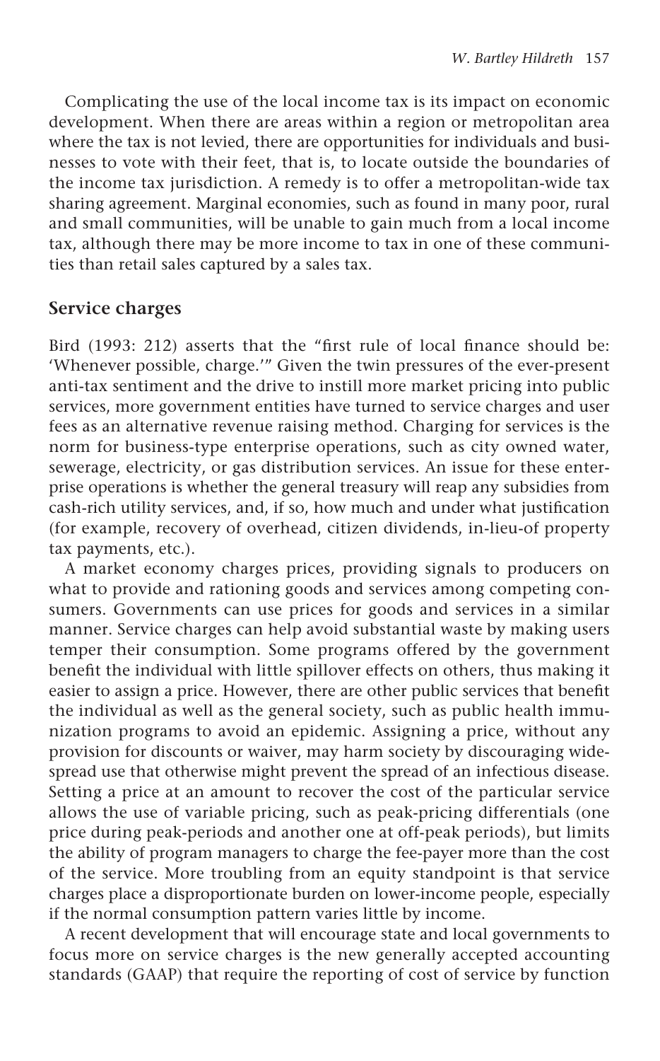Complicating the use of the local income tax is its impact on economic development. When there are areas within a region or metropolitan area where the tax is not levied, there are opportunities for individuals and businesses to vote with their feet, that is, to locate outside the boundaries of the income tax jurisdiction. A remedy is to offer a metropolitan-wide tax sharing agreement. Marginal economies, such as found in many poor, rural and small communities, will be unable to gain much from a local income tax, although there may be more income to tax in one of these communities than retail sales captured by a sales tax.

## Service charges

Bird (1993: 212) asserts that the "first rule of local finance should be: 'Whenever possible, charge.'" Given the twin pressures of the ever-present anti-tax sentiment and the drive to instill more market pricing into public services, more government entities have turned to service charges and user fees as an alternative revenue raising method. Charging for services is the norm for business-type enterprise operations, such as city owned water, sewerage, electricity, or gas distribution services. An issue for these enterprise operations is whether the general treasury will reap any subsidies from cash-rich utility services, and, if so, how much and under what justification (for example, recovery of overhead, citizen dividends, in-lieu-of property tax payments, etc.).

A market economy charges prices, providing signals to producers on what to provide and rationing goods and services among competing consumers. Governments can use prices for goods and services in a similar manner. Service charges can help avoid substantial waste by making users temper their consumption. Some programs offered by the government benefit the individual with little spillover effects on others, thus making it easier to assign a price. However, there are other public services that benefit the individual as well as the general society, such as public health immunization programs to avoid an epidemic. Assigning a price, without any provision for discounts or waiver, may harm society by discouraging widespread use that otherwise might prevent the spread of an infectious disease. Setting a price at an amount to recover the cost of the particular service allows the use of variable pricing, such as peak-pricing differentials (one price during peak-periods and another one at off-peak periods), but limits the ability of program managers to charge the fee-payer more than the cost of the service. More troubling from an equity standpoint is that service charges place a disproportionate burden on lower-income people, especially if the normal consumption pattern varies little by income.

A recent development that will encourage state and local governments to focus more on service charges is the new generally accepted accounting standards (GAAP) that require the reporting of cost of service by function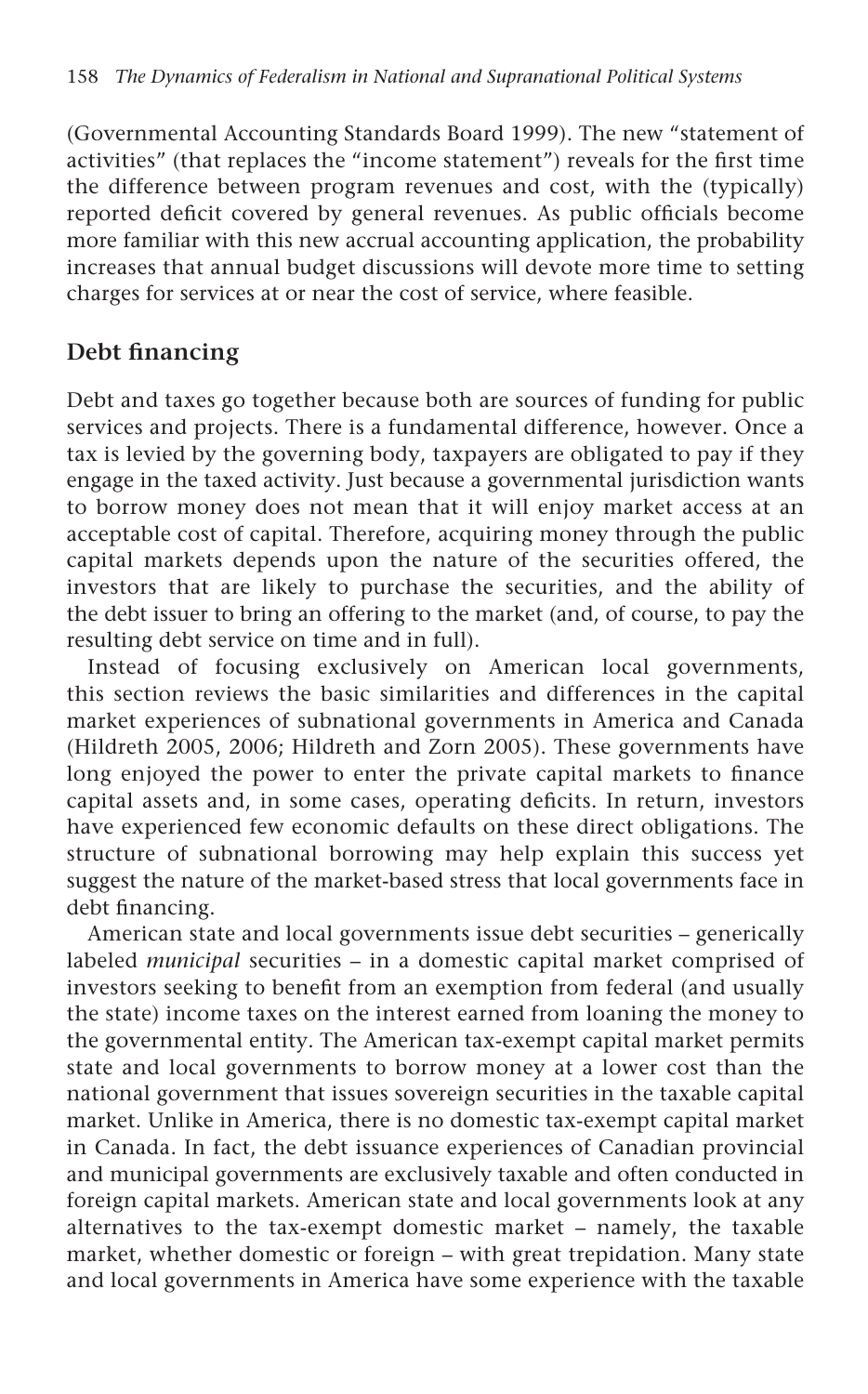(Governmental Accounting Standards Board 1999). The new "statement of activities" (that replaces the "income statement") reveals for the first time the difference between program revenues and cost, with the (typically) reported deficit covered by general revenues. As public officials become more familiar with this new accrual accounting application, the probability increases that annual budget discussions will devote more time to setting charges for services at or near the cost of service, where feasible.

## Debt financing

Debt and taxes go together because both are sources of funding for public services and projects. There is a fundamental difference, however. Once a tax is levied by the governing body, taxpayers are obligated to pay if they engage in the taxed activity. Just because a governmental jurisdiction wants to borrow money does not mean that it will enjoy market access at an acceptable cost of capital. Therefore, acquiring money through the public capital markets depends upon the nature of the securities offered, the investors that are likely to purchase the securities, and the ability of the debt issuer to bring an offering to the market (and, of course, to pay the resulting debt service on time and in full).

Instead of focusing exclusively on American local governments, this section reviews the basic similarities and differences in the capital market experiences of subnational governments in America and Canada (Hildreth 2005, 2006; Hildreth and Zorn 2005). These governments have long enjoyed the power to enter the private capital markets to finance capital assets and, in some cases, operating deficits. In return, investors have experienced few economic defaults on these direct obligations. The structure of subnational borrowing may help explain this success yet suggest the nature of the market-based stress that local governments face in debt financing.

American state and local governments issue debt securities – generically labeled *municipal* securities – in a domestic capital market comprised of investors seeking to benefit from an exemption from federal (and usually the state) income taxes on the interest earned from loaning the money to the governmental entity. The American tax-exempt capital market permits state and local governments to borrow money at a lower cost than the national government that issues sovereign securities in the taxable capital market. Unlike in America, there is no domestic tax-exempt capital market in Canada. In fact, the debt issuance experiences of Canadian provincial and municipal governments are exclusively taxable and often conducted in foreign capital markets. American state and local governments look at any alternatives to the tax-exempt domestic market – namely, the taxable market, whether domestic or foreign – with great trepidation. Many state and local governments in America have some experience with the taxable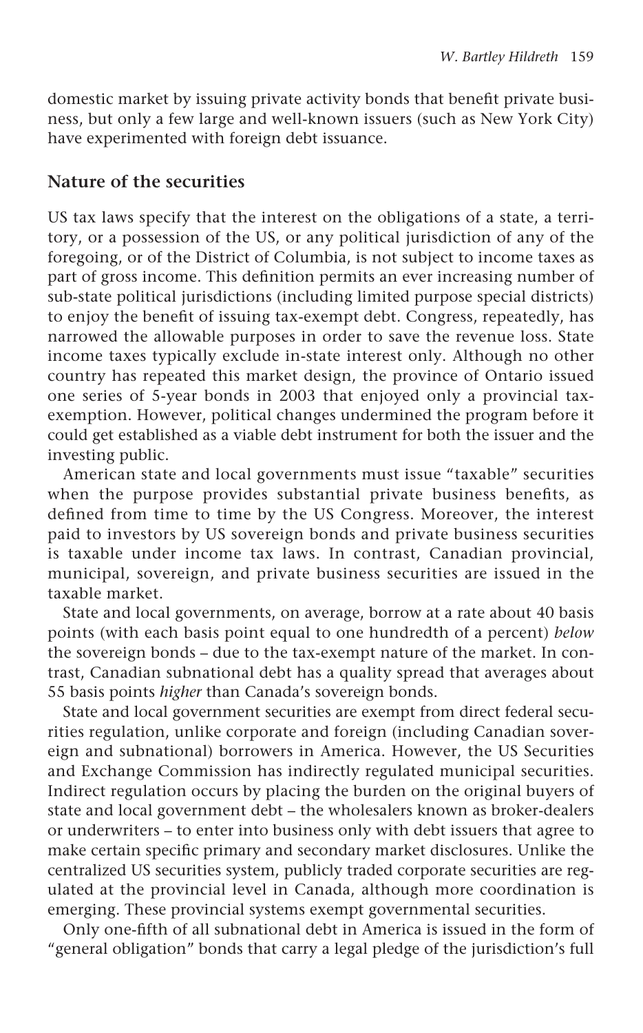domestic market by issuing private activity bonds that benefit private business, but only a few large and well-known issuers (such as New York City) have experimented with foreign debt issuance.

## Nature of the securities

US tax laws specify that the interest on the obligations of a state, a territory, or a possession of the US, or any political jurisdiction of any of the foregoing, or of the District of Columbia, is not subject to income taxes as part of gross income. This definition permits an ever increasing number of sub-state political jurisdictions (including limited purpose special districts) to enjoy the benefit of issuing tax-exempt debt. Congress, repeatedly, has narrowed the allowable purposes in order to save the revenue loss. State income taxes typically exclude in-state interest only. Although no other country has repeated this market design, the province of Ontario issued one series of 5-year bonds in 2003 that enjoyed only a provincial tax-exemption. However, political changes undermined the program before it could get established as a viable debt instrument for both the issuer and the investing public.

American state and local governments must issue "taxable" securities when the purpose provides substantial private business benefits, as defined from time to time by the US Congress. Moreover, the interest paid to investors by US sovereign bonds and private business securities is taxable under income tax laws. In contrast, Canadian provincial, municipal, sovereign, and private business securities are issued in the taxable market.

State and local governments, on average, borrow at a rate about 40 basis points (with each basis point equal to one hundredth of a percent) *below* the sovereign bonds – due to the tax-exempt nature of the market. In contrast, Canadian subnational debt has a quality spread that averages about 55 basis points *higher* than Canada's sovereign bonds.

State and local government securities are exempt from direct federal securities regulation, unlike corporate and foreign (including Canadian sovereign and subnational) borrowers in America. However, the US Securities and Exchange Commission has indirectly regulated municipal securities. Indirect regulation occurs by placing the burden on the original buyers of state and local government debt – the wholesalers known as broker-dealers or underwriters – to enter into business only with debt issuers that agree to make certain specific primary and secondary market disclosures. Unlike the centralized US securities system, publicly traded corporate securities are regulated at the provincial level in Canada, although more coordination is emerging. These provincial systems exempt governmental securities.

Only one-fifth of all subnational debt in America is issued in the form of "general obligation" bonds that carry a legal pledge of the jurisdiction's full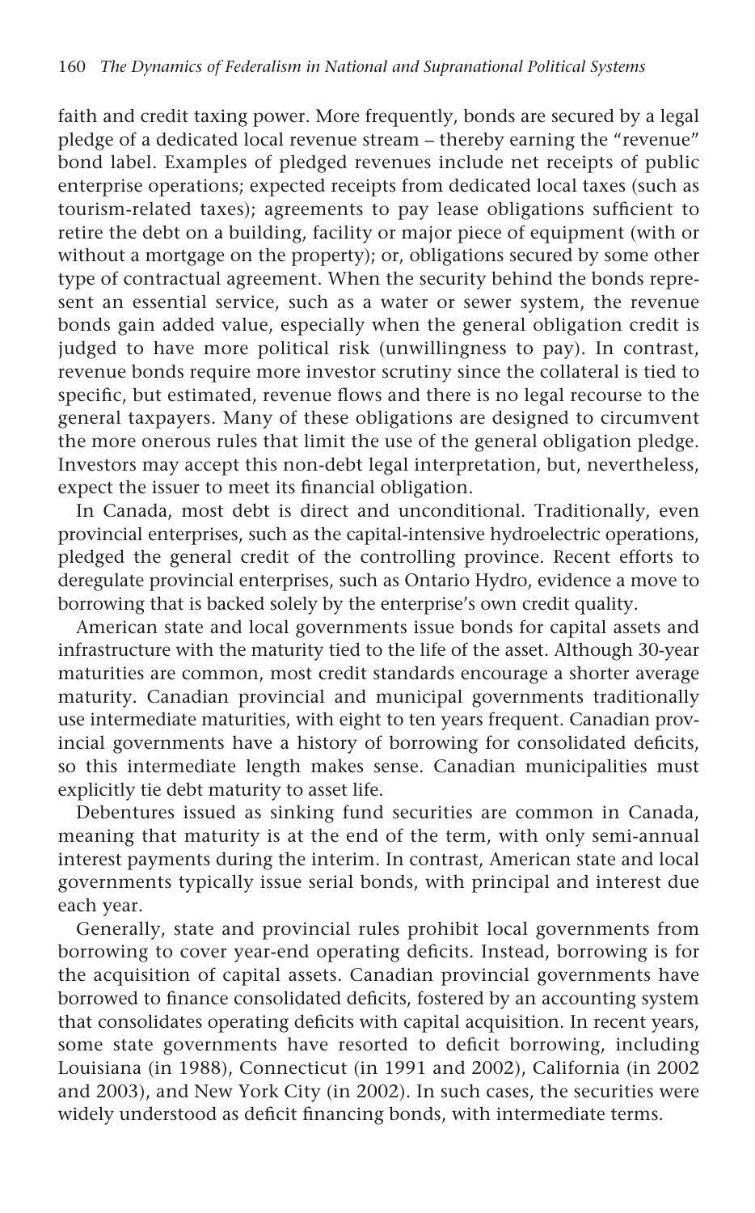faith and credit taxing power. More frequently, bonds are secured by a legal pledge of a dedicated local revenue stream – thereby earning the "revenue" bond label. Examples of pledged revenues include net receipts of public enterprise operations; expected receipts from dedicated local taxes (such as tourism-related taxes); agreements to pay lease obligations sufficient to retire the debt on a building, facility or major piece of equipment (with or without a mortgage on the property); or, obligations secured by some other type of contractual agreement. When the security behind the bonds represent an essential service, such as a water or sewer system, the revenue bonds gain added value, especially when the general obligation credit is judged to have more political risk (unwillingness to pay). In contrast, revenue bonds require more investor scrutiny since the collateral is tied to specific, but estimated, revenue flows and there is no legal recourse to the general taxpayers. Many of these obligations are designed to circumvent the more onerous rules that limit the use of the general obligation pledge. Investors may accept this non-debt legal interpretation, but, nevertheless, expect the issuer to meet its financial obligation.

In Canada, most debt is direct and unconditional. Traditionally, even provincial enterprises, such as the capital-intensive hydroelectric operations, pledged the general credit of the controlling province. Recent efforts to deregulate provincial enterprises, such as Ontario Hydro, evidence a move to borrowing that is backed solely by the enterprise's own credit quality.

American state and local governments issue bonds for capital assets and infrastructure with the maturity tied to the life of the asset. Although 30-year maturities are common, most credit standards encourage a shorter average maturity. Canadian provincial and municipal governments traditionally use intermediate maturities, with eight to ten years frequent. Canadian provincial governments have a history of borrowing for consolidated deficits, so this intermediate length makes sense. Canadian municipalities must explicitly tie debt maturity to asset life.

Debentures issued as sinking fund securities are common in Canada, meaning that maturity is at the end of the term, with only semi-annual interest payments during the interim. In contrast, American state and local governments typically issue serial bonds, with principal and interest due each year.

Generally, state and provincial rules prohibit local governments from borrowing to cover year-end operating deficits. Instead, borrowing is for the acquisition of capital assets. Canadian provincial governments have borrowed to finance consolidated deficits, fostered by an accounting system that consolidates operating deficits with capital acquisition. In recent years, some state governments have resorted to deficit borrowing, including Louisiana (in 1988), Connecticut (in 1991 and 2002), California (in 2002 and 2003), and New York City (in 2002). In such cases, the securities were widely understood as deficit financing bonds, with intermediate terms.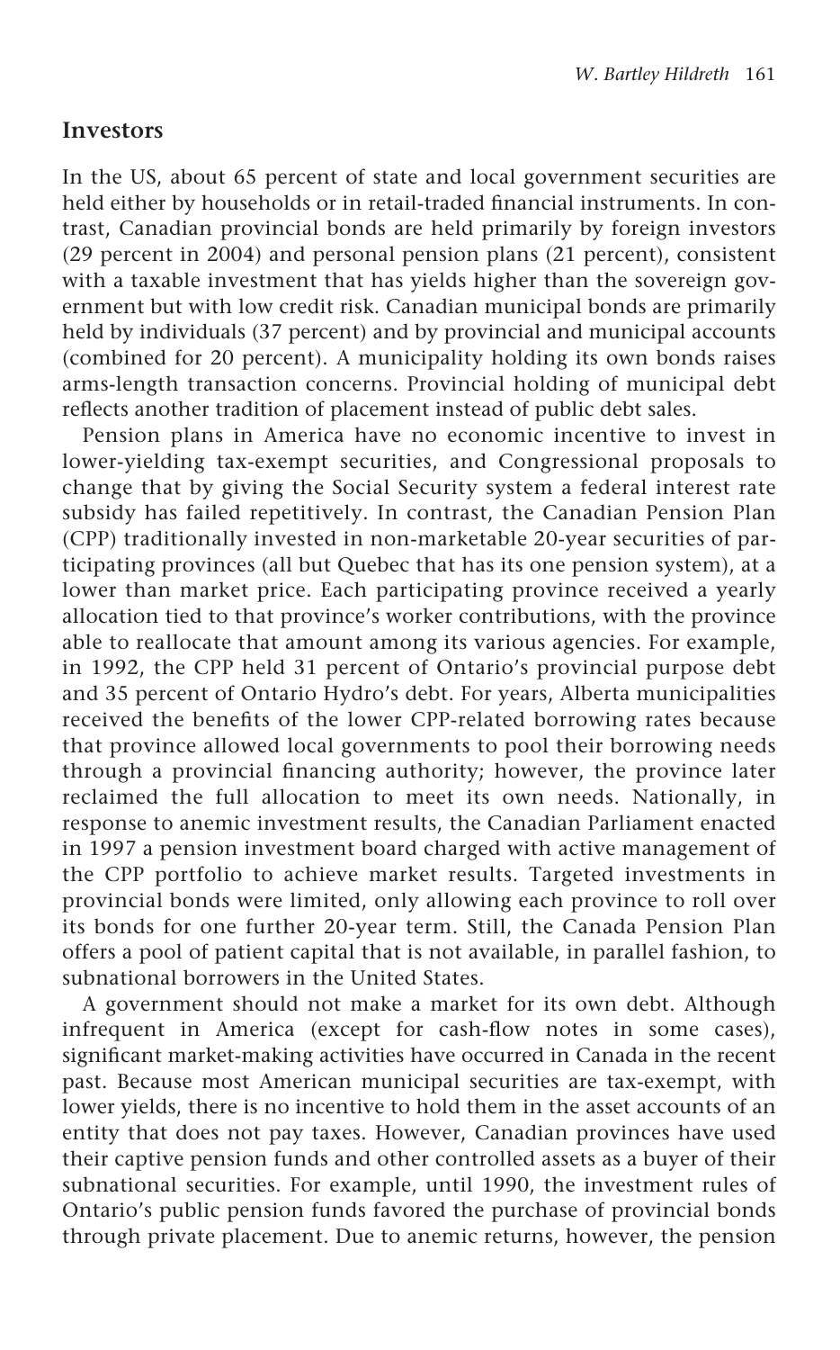## Investors

In the US, about 65 percent of state and local government securities are held either by households or in retail-traded financial instruments. In contrast, Canadian provincial bonds are held primarily by foreign investors (29 percent in 2004) and personal pension plans (21 percent), consistent with a taxable investment that has yields higher than the sovereign government but with low credit risk. Canadian municipal bonds are primarily held by individuals (37 percent) and by provincial and municipal accounts (combined for 20 percent). A municipality holding its own bonds raises arms-length transaction concerns. Provincial holding of municipal debt reflects another tradition of placement instead of public debt sales.

Pension plans in America have no economic incentive to invest in lower-yielding tax-exempt securities, and Congressional proposals to change that by giving the Social Security system a federal interest rate subsidy has failed repetitively. In contrast, the Canadian Pension Plan (CPP) traditionally invested in non-marketable 20-year securities of participating provinces (all but Quebec that has its one pension system), at a lower than market price. Each participating province received a yearly allocation tied to that province's worker contributions, with the province able to reallocate that amount among its various agencies. For example, in 1992, the CPP held 31 percent of Ontario's provincial purpose debt and 35 percent of Ontario Hydro's debt. For years, Alberta municipalities received the benefits of the lower CPP-related borrowing rates because that province allowed local governments to pool their borrowing needs through a provincial financing authority; however, the province later reclaimed the full allocation to meet its own needs. Nationally, in response to anemic investment results, the Canadian Parliament enacted in 1997 a pension investment board charged with active management of the CPP portfolio to achieve market results. Targeted investments in provincial bonds were limited, only allowing each province to roll over its bonds for one further 20-year term. Still, the Canada Pension Plan offers a pool of patient capital that is not available, in parallel fashion, to subnational borrowers in the United States.

A government should not make a market for its own debt. Although infrequent in America (except for cash-flow notes in some cases), significant market-making activities have occurred in Canada in the recent past. Because most American municipal securities are tax-exempt, with lower yields, there is no incentive to hold them in the asset accounts of an entity that does not pay taxes. However, Canadian provinces have used their captive pension funds and other controlled assets as a buyer of their subnational securities. For example, until 1990, the investment rules of Ontario's public pension funds favored the purchase of provincial bonds through private placement. Due to anemic returns, however, the pension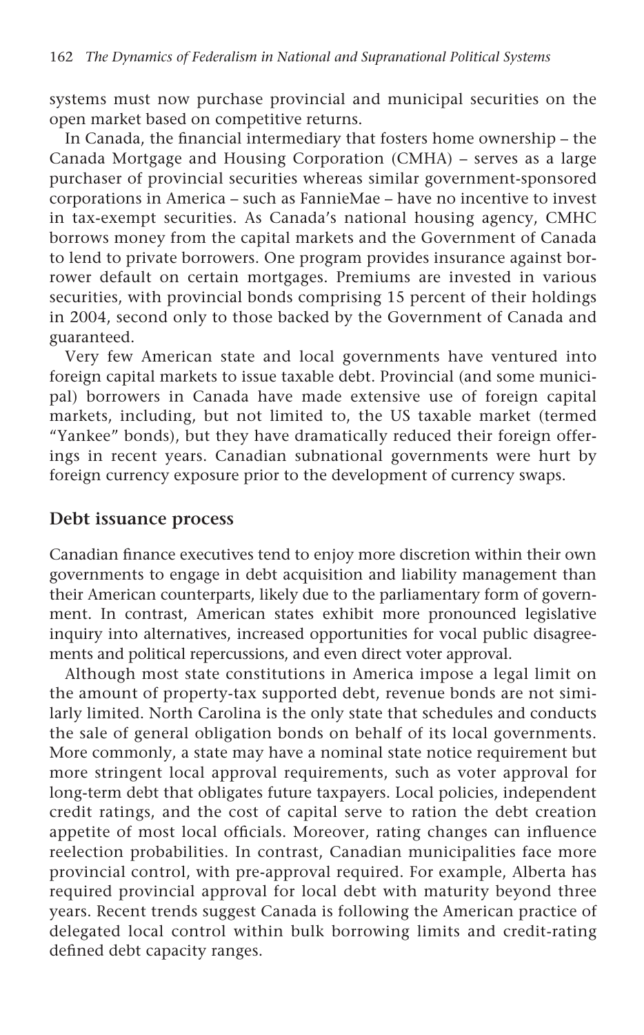systems must now purchase provincial and municipal securities on the open market based on competitive returns.

In Canada, the financial intermediary that fosters home ownership – the Canada Mortgage and Housing Corporation (CMHA) – serves as a large purchaser of provincial securities whereas similar government-sponsored corporations in America – such as FannieMae – have no incentive to invest in tax-exempt securities. As Canada's national housing agency, CMHC borrows money from the capital markets and the Government of Canada to lend to private borrowers. One program provides insurance against borrower default on certain mortgages. Premiums are invested in various securities, with provincial bonds comprising 15 percent of their holdings in 2004, second only to those backed by the Government of Canada and guaranteed.

Very few American state and local governments have ventured into foreign capital markets to issue taxable debt. Provincial (and some municipal) borrowers in Canada have made extensive use of foreign capital markets, including, but not limited to, the US taxable market (termed "Yankee" bonds), but they have dramatically reduced their foreign offerings in recent years. Canadian subnational governments were hurt by foreign currency exposure prior to the development of currency swaps.

## Debt issuance process

Canadian finance executives tend to enjoy more discretion within their own governments to engage in debt acquisition and liability management than their American counterparts, likely due to the parliamentary form of government. In contrast, American states exhibit more pronounced legislative inquiry into alternatives, increased opportunities for vocal public disagreements and political repercussions, and even direct voter approval.

Although most state constitutions in America impose a legal limit on the amount of property-tax supported debt, revenue bonds are not similarly limited. North Carolina is the only state that schedules and conducts the sale of general obligation bonds on behalf of its local governments. More commonly, a state may have a nominal state notice requirement but more stringent local approval requirements, such as voter approval for long-term debt that obligates future taxpayers. Local policies, independent credit ratings, and the cost of capital serve to ration the debt creation appetite of most local officials. Moreover, rating changes can influence reelection probabilities. In contrast, Canadian municipalities face more provincial control, with pre-approval required. For example, Alberta has required provincial approval for local debt with maturity beyond three years. Recent trends suggest Canada is following the American practice of delegated local control within bulk borrowing limits and credit-rating defined debt capacity ranges.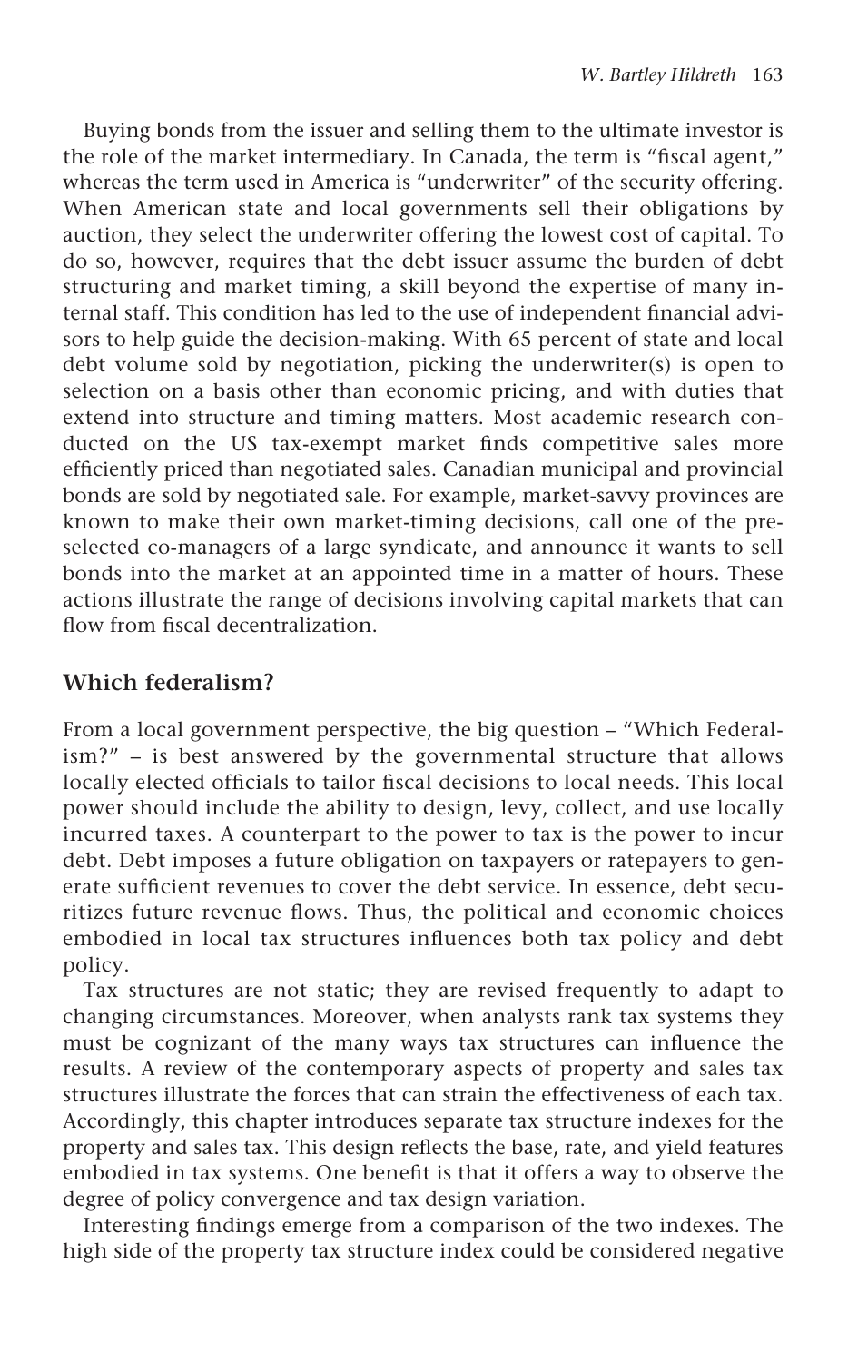Buying bonds from the issuer and selling them to the ultimate investor is the role of the market intermediary. In Canada, the term is "fiscal agent," whereas the term used in America is "underwriter" of the security offering. When American state and local governments sell their obligations by auction, they select the underwriter offering the lowest cost of capital. To do so, however, requires that the debt issuer assume the burden of debt structuring and market timing, a skill beyond the expertise of many internal staff. This condition has led to the use of independent financial advisors to help guide the decision-making. With 65 percent of state and local debt volume sold by negotiation, picking the underwriter(s) is open to selection on a basis other than economic pricing, and with duties that extend into structure and timing matters. Most academic research conducted on the US tax-exempt market finds competitive sales more efficiently priced than negotiated sales. Canadian municipal and provincial bonds are sold by negotiated sale. For example, market-savvy provinces are known to make their own market-timing decisions, call one of the preselected co-managers of a large syndicate, and announce it wants to sell bonds into the market at an appointed time in a matter of hours. These actions illustrate the range of decisions involving capital markets that can flow from fiscal decentralization.

## Which federalism?

From a local government perspective, the big question – "Which Federalism?" – is best answered by the governmental structure that allows locally elected officials to tailor fiscal decisions to local needs. This local power should include the ability to design, levy, collect, and use locally incurred taxes. A counterpart to the power to tax is the power to incur debt. Debt imposes a future obligation on taxpayers or ratepayers to generate sufficient revenues to cover the debt service. In essence, debt securitizes future revenue flows. Thus, the political and economic choices embodied in local tax structures influences both tax policy and debt policy.

Tax structures are not static; they are revised frequently to adapt to changing circumstances. Moreover, when analysts rank tax systems they must be cognizant of the many ways tax structures can influence the results. A review of the contemporary aspects of property and sales tax structures illustrate the forces that can strain the effectiveness of each tax. Accordingly, this chapter introduces separate tax structure indexes for the property and sales tax. This design reflects the base, rate, and yield features embodied in tax systems. One benefit is that it offers a way to observe the degree of policy convergence and tax design variation.

Interesting findings emerge from a comparison of the two indexes. The high side of the property tax structure index could be considered negative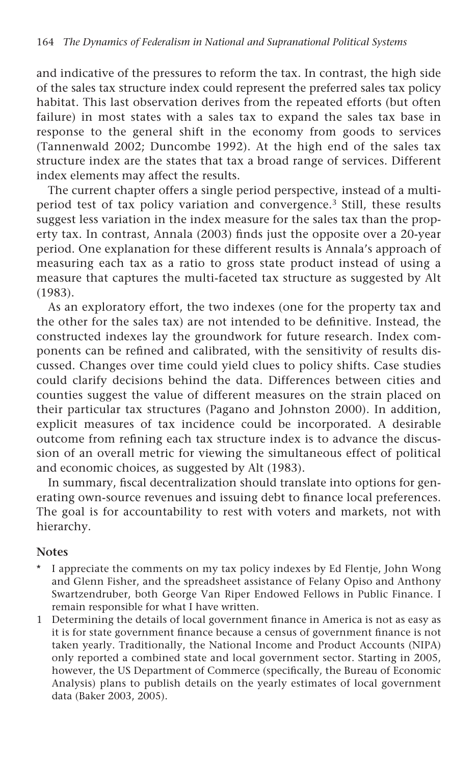and indicative of the pressures to reform the tax. In contrast, the high side of the sales tax structure index could represent the preferred sales tax policy habitat. This last observation derives from the repeated efforts (but often failure) in most states with a sales tax to expand the sales tax base in response to the general shift in the economy from goods to services (Tannenwald 2002; Duncombe 1992). At the high end of the sales tax structure index are the states that tax a broad range of services. Different index elements may affect the results.

The current chapter offers a single period perspective, instead of a multi-period test of tax policy variation and convergence.[3] Still, these results suggest less variation in the index measure for the sales tax than the property tax. In contrast, Annala (2003) finds just the opposite over a 20-year period. One explanation for these different results is Annala's approach of measuring each tax as a ratio to gross state product instead of using a measure that captures the multi-faceted tax structure as suggested by Alt (1983).

As an exploratory effort, the two indexes (one for the property tax and the other for the sales tax) are not intended to be definitive. Instead, the constructed indexes lay the groundwork for future research. Index components can be refined and calibrated, with the sensitivity of results discussed. Changes over time could yield clues to policy shifts. Case studies could clarify decisions behind the data. Differences between cities and counties suggest the value of different measures on the strain placed on their particular tax structures (Pagano and Johnston 2000). In addition, explicit measures of tax incidence could be incorporated. A desirable outcome from refining each tax structure index is to advance the discussion of an overall metric for viewing the simultaneous effect of political and economic choices, as suggested by Alt (1983).

In summary, fiscal decentralization should translate into options for generating own-source revenues and issuing debt to finance local preferences. The goal is for accountability to rest with voters and markets, not with hierarchy.

## Notes

\* I appreciate the comments on my tax policy indexes by Ed Flentje, John Wong and Glenn Fisher, and the spreadsheet assistance of Felany Opiso and Anthony Swartzendruber, both George Van Riper Endowed Fellows in Public Finance. I remain responsible for what I have written.

1 Determining the details of local government finance in America is not as easy as it is for state government finance because a census of government finance is not taken yearly. Traditionally, the National Income and Product Accounts (NIPA) only reported a combined state and local government sector. Starting in 2005, however, the US Department of Commerce (specifically, the Bureau of Economic Analysis) plans to publish details on the yearly estimates of local government data (Baker 2003, 2005).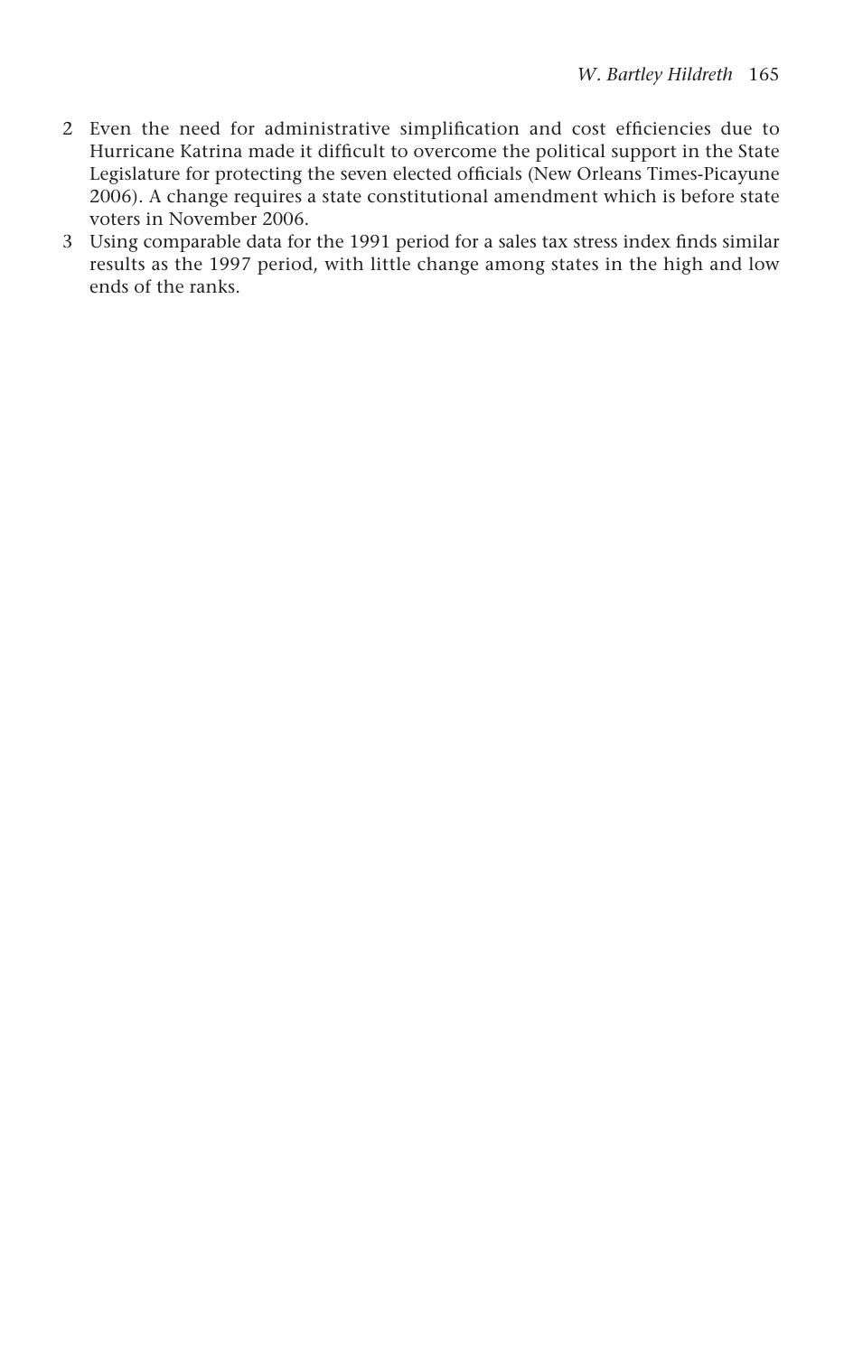2. Even the need for administrative simplification and cost efficiencies due to Hurricane Katrina made it difficult to overcome the political support in the State Legislature for protecting the seven elected officials (New Orleans Times-Picayune 2006). A change requires a state constitutional amendment which is before state voters in November 2006.
3. Using comparable data for the 1991 period for a sales tax stress index finds similar results as the 1997 period, with little change among states in the high and low ends of the ranks.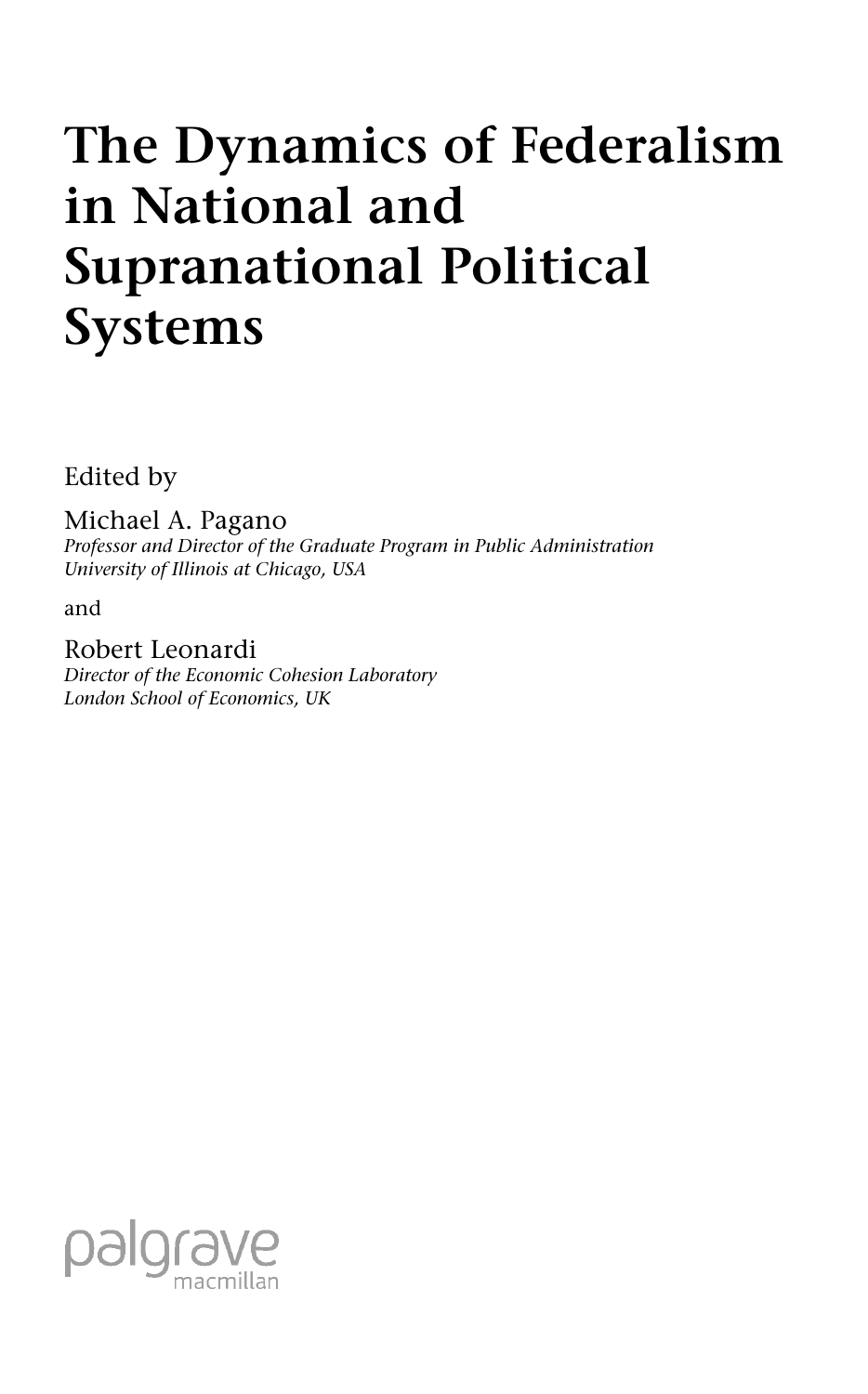# The Dynamics of Federalism in National and Supranational Political Systems

Edited by

Michael A. Pagano
*Professor and Director of the Graduate Program in Public Administration*
*University of Illinois at Chicago, USA*

and

Robert Leonardi
*Director of the Economic Cohesion Laboratory*
*London School of Economics, UK*

palgrave
macmillan